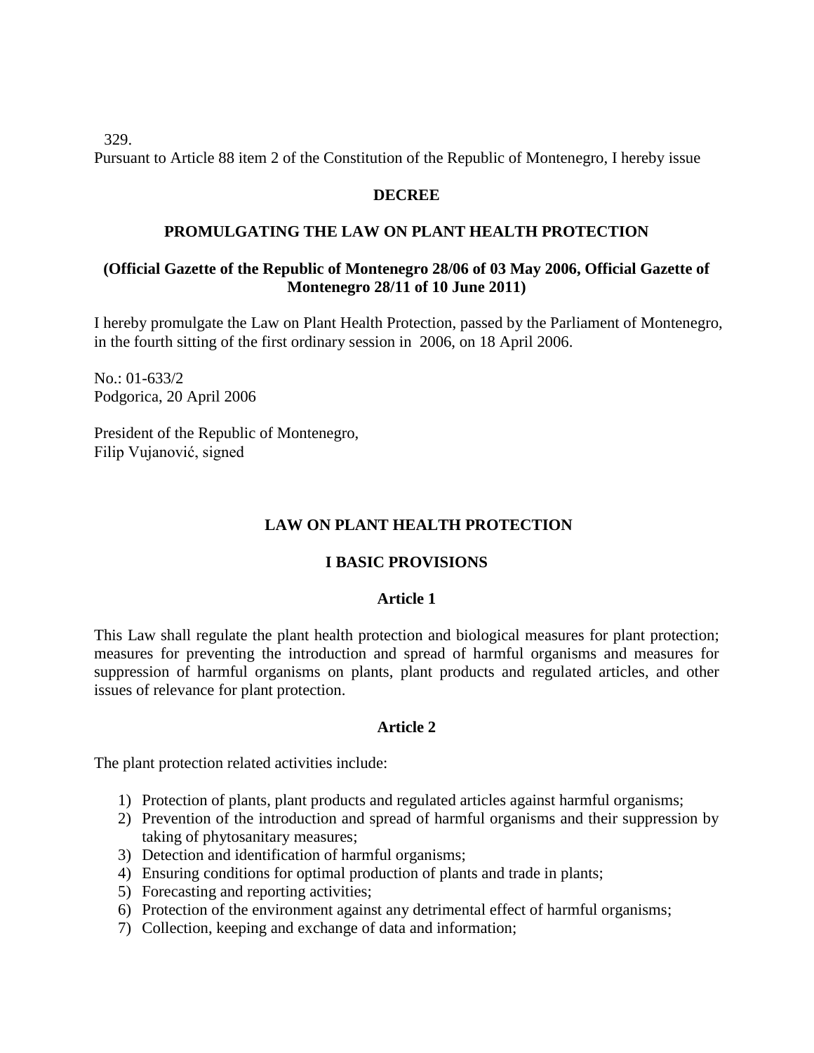329.

Pursuant to Article 88 item 2 of the Constitution of the Republic of Montenegro, I hereby issue

**DECREE**

**PROMULGATING THE LAW ON PLANT HEALTH PROTECTION**

**(Official Gazette of the Republic of Montenegro 28/06 of 03 May 2006, Official Gazette of Montenegro 28/11 of 10 June 2011)**

I hereby promulgate the Law on Plant Health Protection, passed by the Parliament of Montenegro, in the fourth sitting of the first ordinary session in 2006, on 18 April 2006.

No.: 01-633/2
Podgorica, 20 April 2006

President of the Republic of Montenegro,
Filip Vujanović, signed

# LAW ON PLANT HEALTH PROTECTION

## I BASIC PROVISIONS

### Article 1

This Law shall regulate the plant health protection and biological measures for plant protection; measures for preventing the introduction and spread of harmful organisms and measures for suppression of harmful organisms on plants, plant products and regulated articles, and other issues of relevance for plant protection.

### Article 2

The plant protection related activities include:

1) Protection of plants, plant products and regulated articles against harmful organisms;
2) Prevention of the introduction and spread of harmful organisms and their suppression by taking of phytosanitary measures;
3) Detection and identification of harmful organisms;
4) Ensuring conditions for optimal production of plants and trade in plants;
5) Forecasting and reporting activities;
6) Protection of the environment against any detrimental effect of harmful organisms;
7) Collection, keeping and exchange of data and information;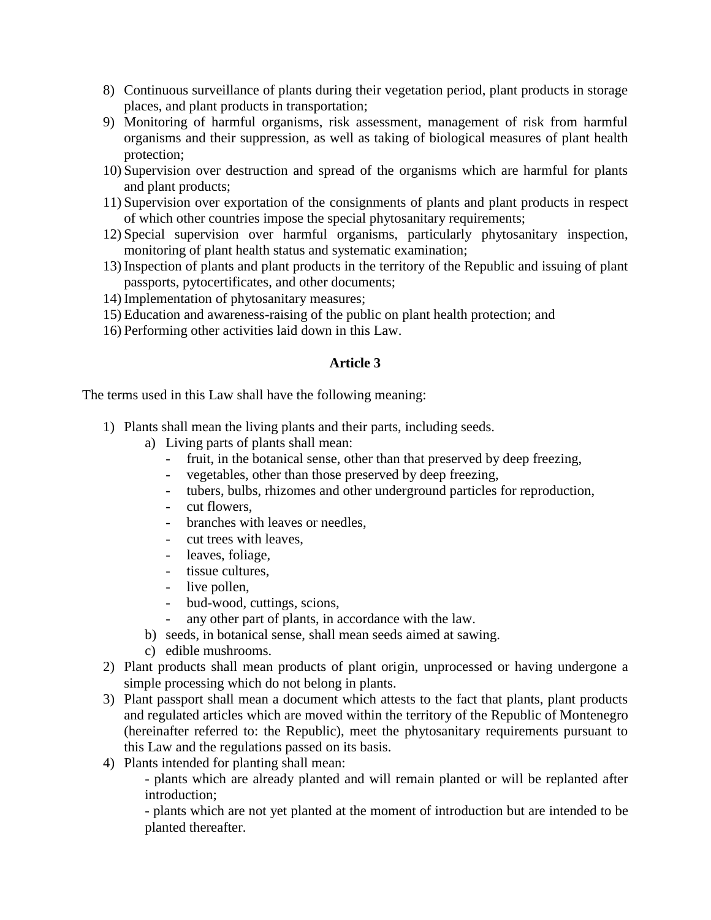8) Continuous surveillance of plants during their vegetation period, plant products in storage places, and plant products in transportation;
9) Monitoring of harmful organisms, risk assessment, management of risk from harmful organisms and their suppression, as well as taking of biological measures of plant health protection;
10) Supervision over destruction and spread of the organisms which are harmful for plants and plant products;
11) Supervision over exportation of the consignments of plants and plant products in respect of which other countries impose the special phytosanitary requirements;
12) Special supervision over harmful organisms, particularly phytosanitary inspection, monitoring of plant health status and systematic examination;
13) Inspection of plants and plant products in the territory of the Republic and issuing of plant passports, pytocertificates, and other documents;
14) Implementation of phytosanitary measures;
15) Education and awareness-raising of the public on plant health protection; and
16) Performing other activities laid down in this Law.

**Article 3**

The terms used in this Law shall have the following meaning:

1) Plants shall mean the living plants and their parts, including seeds.
   a) Living parts of plants shall mean:
      - fruit, in the botanical sense, other than that preserved by deep freezing,
      - vegetables, other than those preserved by deep freezing,
      - tubers, bulbs, rhizomes and other underground particles for reproduction,
      - cut flowers,
      - branches with leaves or needles,
      - cut trees with leaves,
      - leaves, foliage,
      - tissue cultures,
      - live pollen,
      - bud-wood, cuttings, scions,
      - any other part of plants, in accordance with the law.
   b) seeds, in botanical sense, shall mean seeds aimed at sawing.
   c) edible mushrooms.
2) Plant products shall mean products of plant origin, unprocessed or having undergone a simple processing which do not belong in plants.
3) Plant passport shall mean a document which attests to the fact that plants, plant products and regulated articles which are moved within the territory of the Republic of Montenegro (hereinafter referred to: the Republic), meet the phytosanitary requirements pursuant to this Law and the regulations passed on its basis.
4) Plants intended for planting shall mean:

   - plants which are already planted and will remain planted or will be replanted after introduction;

   - plants which are not yet planted at the moment of introduction but are intended to be planted thereafter.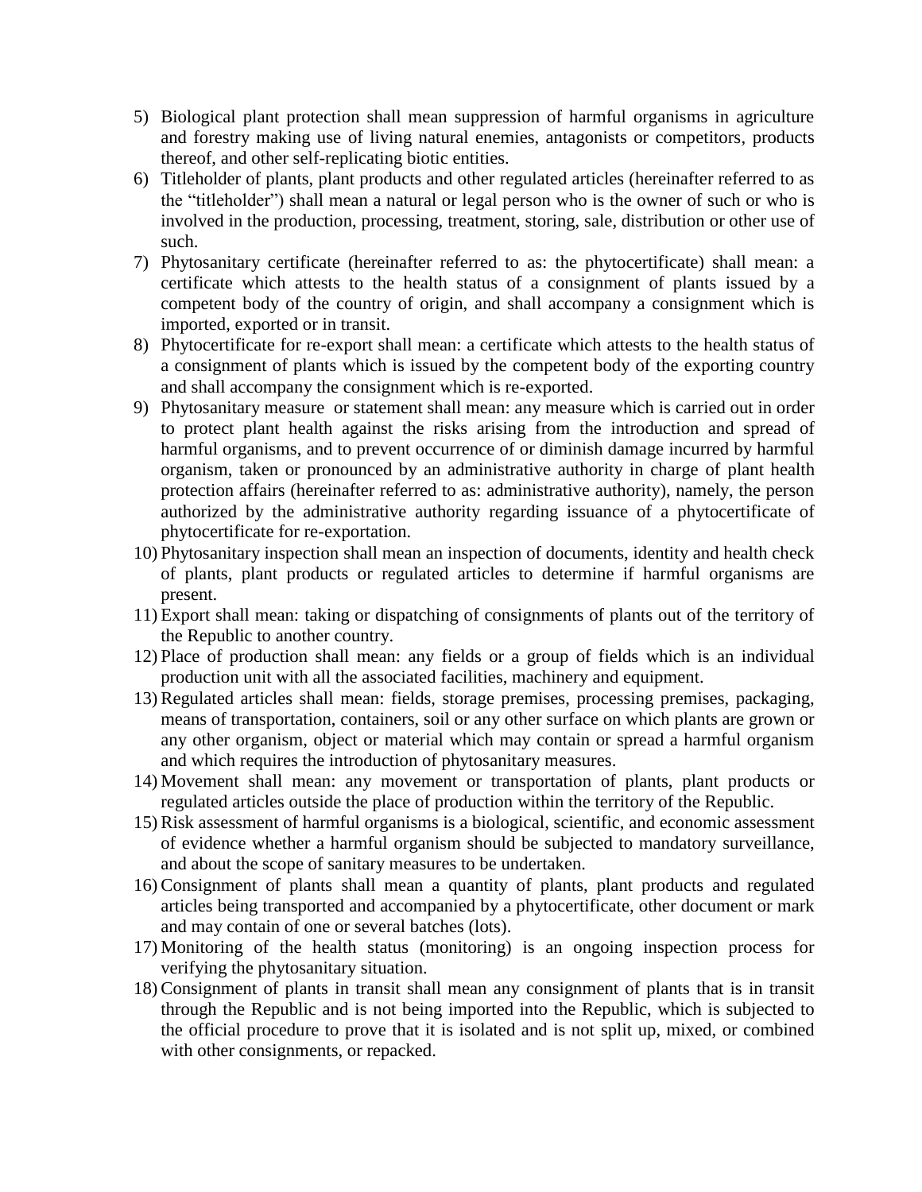5) Biological plant protection shall mean suppression of harmful organisms in agriculture and forestry making use of living natural enemies, antagonists or competitors, products thereof, and other self-replicating biotic entities.
6) Titleholder of plants, plant products and other regulated articles (hereinafter referred to as the "titleholder") shall mean a natural or legal person who is the owner of such or who is involved in the production, processing, treatment, storing, sale, distribution or other use of such.
7) Phytosanitary certificate (hereinafter referred to as: the phytocertificate) shall mean: a certificate which attests to the health status of a consignment of plants issued by a competent body of the country of origin, and shall accompany a consignment which is imported, exported or in transit.
8) Phytocertificate for re-export shall mean: a certificate which attests to the health status of a consignment of plants which is issued by the competent body of the exporting country and shall accompany the consignment which is re-exported.
9) Phytosanitary measure or statement shall mean: any measure which is carried out in order to protect plant health against the risks arising from the introduction and spread of harmful organisms, and to prevent occurrence of or diminish damage incurred by harmful organism, taken or pronounced by an administrative authority in charge of plant health protection affairs (hereinafter referred to as: administrative authority), namely, the person authorized by the administrative authority regarding issuance of a phytocertificate of phytocertificate for re-exportation.
10) Phytosanitary inspection shall mean an inspection of documents, identity and health check of plants, plant products or regulated articles to determine if harmful organisms are present.
11) Export shall mean: taking or dispatching of consignments of plants out of the territory of the Republic to another country.
12) Place of production shall mean: any fields or a group of fields which is an individual production unit with all the associated facilities, machinery and equipment.
13) Regulated articles shall mean: fields, storage premises, processing premises, packaging, means of transportation, containers, soil or any other surface on which plants are grown or any other organism, object or material which may contain or spread a harmful organism and which requires the introduction of phytosanitary measures.
14) Movement shall mean: any movement or transportation of plants, plant products or regulated articles outside the place of production within the territory of the Republic.
15) Risk assessment of harmful organisms is a biological, scientific, and economic assessment of evidence whether a harmful organism should be subjected to mandatory surveillance, and about the scope of sanitary measures to be undertaken.
16) Consignment of plants shall mean a quantity of plants, plant products and regulated articles being transported and accompanied by a phytocertificate, other document or mark and may contain of one or several batches (lots).
17) Monitoring of the health status (monitoring) is an ongoing inspection process for verifying the phytosanitary situation.
18) Consignment of plants in transit shall mean any consignment of plants that is in transit through the Republic and is not being imported into the Republic, which is subjected to the official procedure to prove that it is isolated and is not split up, mixed, or combined with other consignments, or repacked.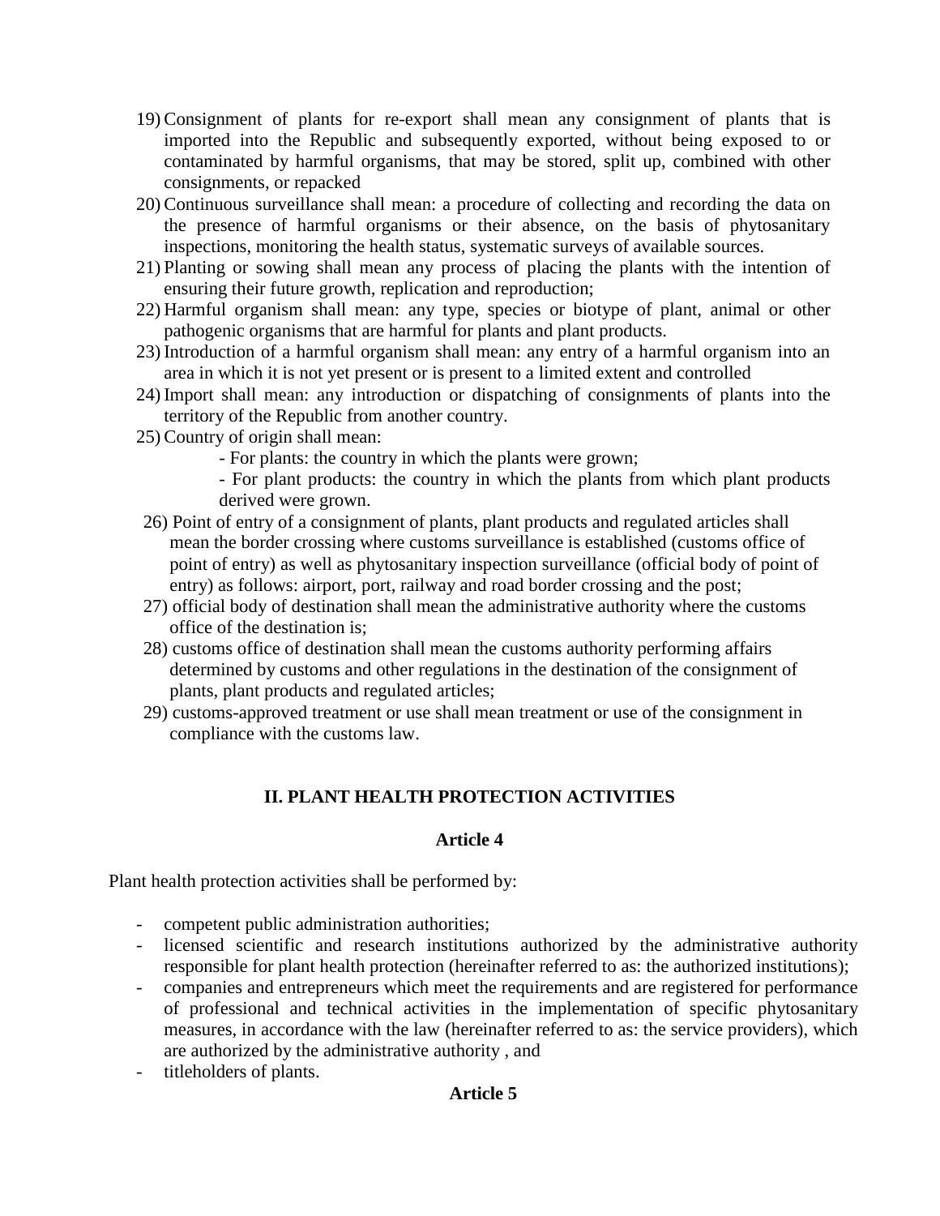19) Consignment of plants for re-export shall mean any consignment of plants that is imported into the Republic and subsequently exported, without being exposed to or contaminated by harmful organisms, that may be stored, split up, combined with other consignments, or repacked
20) Continuous surveillance shall mean: a procedure of collecting and recording the data on the presence of harmful organisms or their absence, on the basis of phytosanitary inspections, monitoring the health status, systematic surveys of available sources.
21) Planting or sowing shall mean any process of placing the plants with the intention of ensuring their future growth, replication and reproduction;
22) Harmful organism shall mean: any type, species or biotype of plant, animal or other pathogenic organisms that are harmful for plants and plant products.
23) Introduction of a harmful organism shall mean: any entry of a harmful organism into an area in which it is not yet present or is present to a limited extent and controlled
24) Import shall mean: any introduction or dispatching of consignments of plants into the territory of the Republic from another country.
25) Country of origin shall mean:
    - For plants: the country in which the plants were grown;
    - For plant products: the country in which the plants from which plant products derived were grown.
26) Point of entry of a consignment of plants, plant products and regulated articles shall mean the border crossing where customs surveillance is established (customs office of point of entry) as well as phytosanitary inspection surveillance (official body of point of entry) as follows: airport, port, railway and road border crossing and the post;
27) official body of destination shall mean the administrative authority where the customs office of the destination is;
28) customs office of destination shall mean the customs authority performing affairs determined by customs and other regulations in the destination of the consignment of plants, plant products and regulated articles;
29) customs-approved treatment or use shall mean treatment or use of the consignment in compliance with the customs law.

## II. PLANT HEALTH PROTECTION ACTIVITIES

### Article 4

Plant health protection activities shall be performed by:

- competent public administration authorities;
- licensed scientific and research institutions authorized by the administrative authority responsible for plant health protection (hereinafter referred to as: the authorized institutions);
- companies and entrepreneurs which meet the requirements and are registered for performance of professional and technical activities in the implementation of specific phytosanitary measures, in accordance with the law (hereinafter referred to as: the service providers), which are authorized by the administrative authority , and
- titleholders of plants.

### Article 5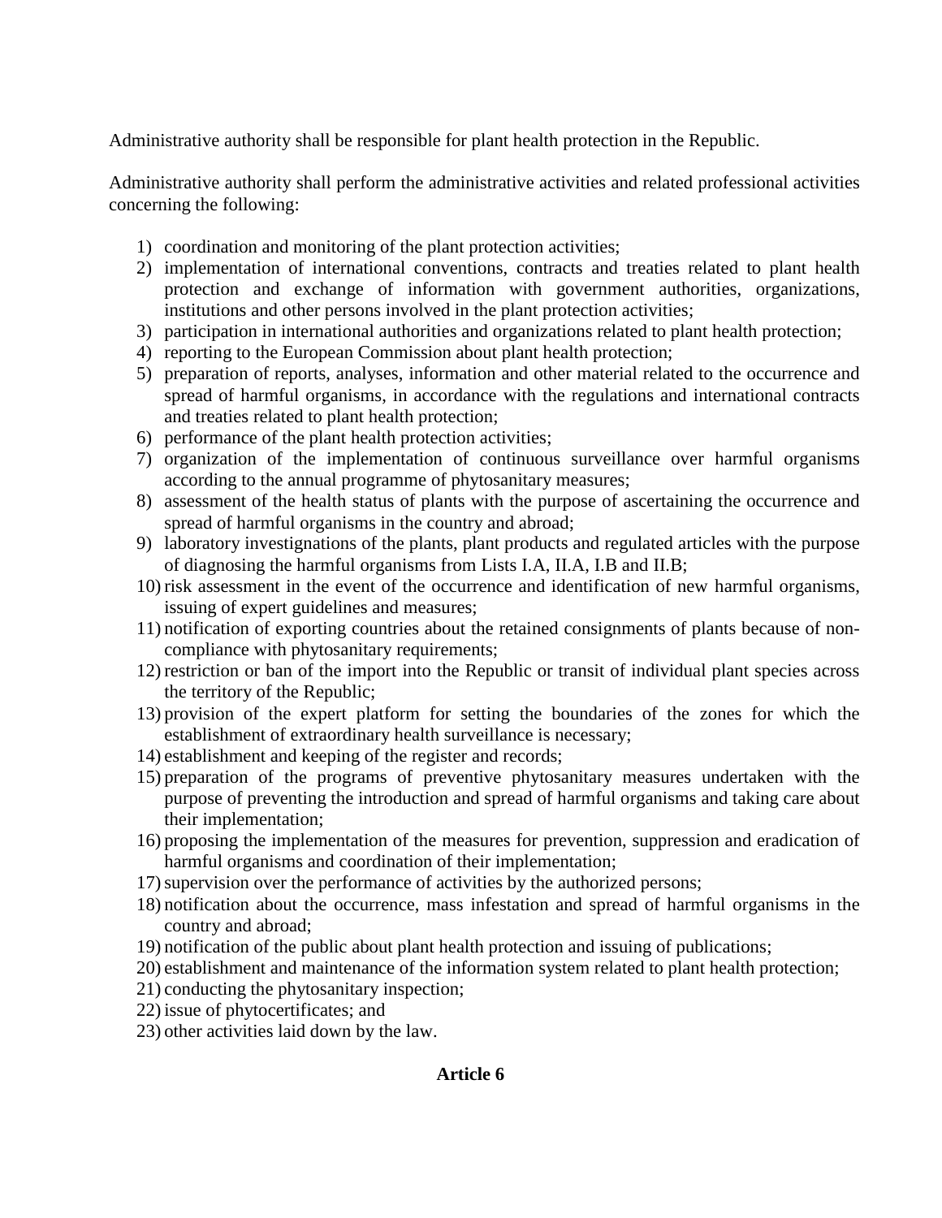Administrative authority shall be responsible for plant health protection in the Republic.

Administrative authority shall perform the administrative activities and related professional activities concerning the following:

1) coordination and monitoring of the plant protection activities;
2) implementation of international conventions, contracts and treaties related to plant health protection and exchange of information with government authorities, organizations, institutions and other persons involved in the plant protection activities;
3) participation in international authorities and organizations related to plant health protection;
4) reporting to the European Commission about plant health protection;
5) preparation of reports, analyses, information and other material related to the occurrence and spread of harmful organisms, in accordance with the regulations and international contracts and treaties related to plant health protection;
6) performance of the plant health protection activities;
7) organization of the implementation of continuous surveillance over harmful organisms according to the annual programme of phytosanitary measures;
8) assessment of the health status of plants with the purpose of ascertaining the occurrence and spread of harmful organisms in the country and abroad;
9) laboratory investignations of the plants, plant products and regulated articles with the purpose of diagnosing the harmful organisms from Lists I.A, II.A, I.B and II.B;
10) risk assessment in the event of the occurrence and identification of new harmful organisms, issuing of expert guidelines and measures;
11) notification of exporting countries about the retained consignments of plants because of non-compliance with phytosanitary requirements;
12) restriction or ban of the import into the Republic or transit of individual plant species across the territory of the Republic;
13) provision of the expert platform for setting the boundaries of the zones for which the establishment of extraordinary health surveillance is necessary;
14) establishment and keeping of the register and records;
15) preparation of the programs of preventive phytosanitary measures undertaken with the purpose of preventing the introduction and spread of harmful organisms and taking care about their implementation;
16) proposing the implementation of the measures for prevention, suppression and eradication of harmful organisms and coordination of their implementation;
17) supervision over the performance of activities by the authorized persons;
18) notification about the occurrence, mass infestation and spread of harmful organisms in the country and abroad;
19) notification of the public about plant health protection and issuing of publications;
20) establishment and maintenance of the information system related to plant health protection;
21) conducting the phytosanitary inspection;
22) issue of phytocertificates; and
23) other activities laid down by the law.

**Article 6**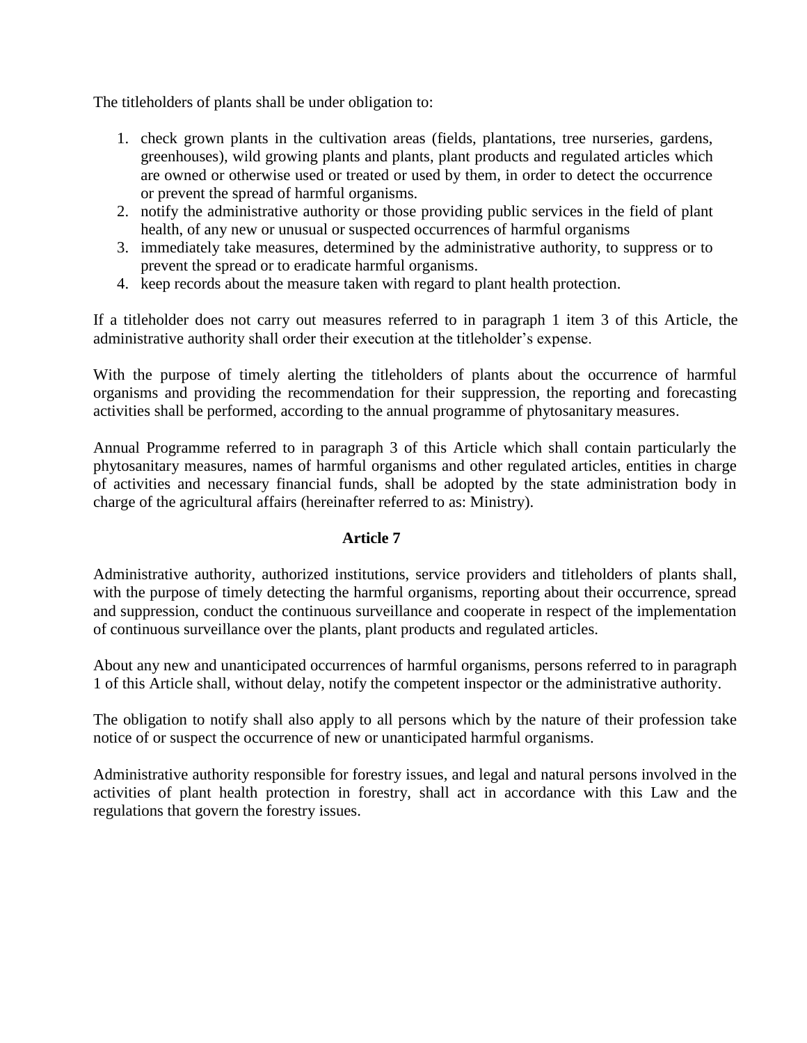The titleholders of plants shall be under obligation to:

1. check grown plants in the cultivation areas (fields, plantations, tree nurseries, gardens, greenhouses), wild growing plants and plants, plant products and regulated articles which are owned or otherwise used or treated or used by them, in order to detect the occurrence or prevent the spread of harmful organisms.
2. notify the administrative authority or those providing public services in the field of plant health, of any new or unusual or suspected occurrences of harmful organisms
3. immediately take measures, determined by the administrative authority, to suppress or to prevent the spread or to eradicate harmful organisms.
4. keep records about the measure taken with regard to plant health protection.

If a titleholder does not carry out measures referred to in paragraph 1 item 3 of this Article, the administrative authority shall order their execution at the titleholder's expense.

With the purpose of timely alerting the titleholders of plants about the occurrence of harmful organisms and providing the recommendation for their suppression, the reporting and forecasting activities shall be performed, according to the annual programme of phytosanitary measures.

Annual Programme referred to in paragraph 3 of this Article which shall contain particularly the phytosanitary measures, names of harmful organisms and other regulated articles, entities in charge of activities and necessary financial funds, shall be adopted by the state administration body in charge of the agricultural affairs (hereinafter referred to as: Ministry).

### Article 7

Administrative authority, authorized institutions, service providers and titleholders of plants shall, with the purpose of timely detecting the harmful organisms, reporting about their occurrence, spread and suppression, conduct the continuous surveillance and cooperate in respect of the implementation of continuous surveillance over the plants, plant products and regulated articles.

About any new and unanticipated occurrences of harmful organisms, persons referred to in paragraph 1 of this Article shall, without delay, notify the competent inspector or the administrative authority.

The obligation to notify shall also apply to all persons which by the nature of their profession take notice of or suspect the occurrence of new or unanticipated harmful organisms.

Administrative authority responsible for forestry issues, and legal and natural persons involved in the activities of plant health protection in forestry, shall act in accordance with this Law and the regulations that govern the forestry issues.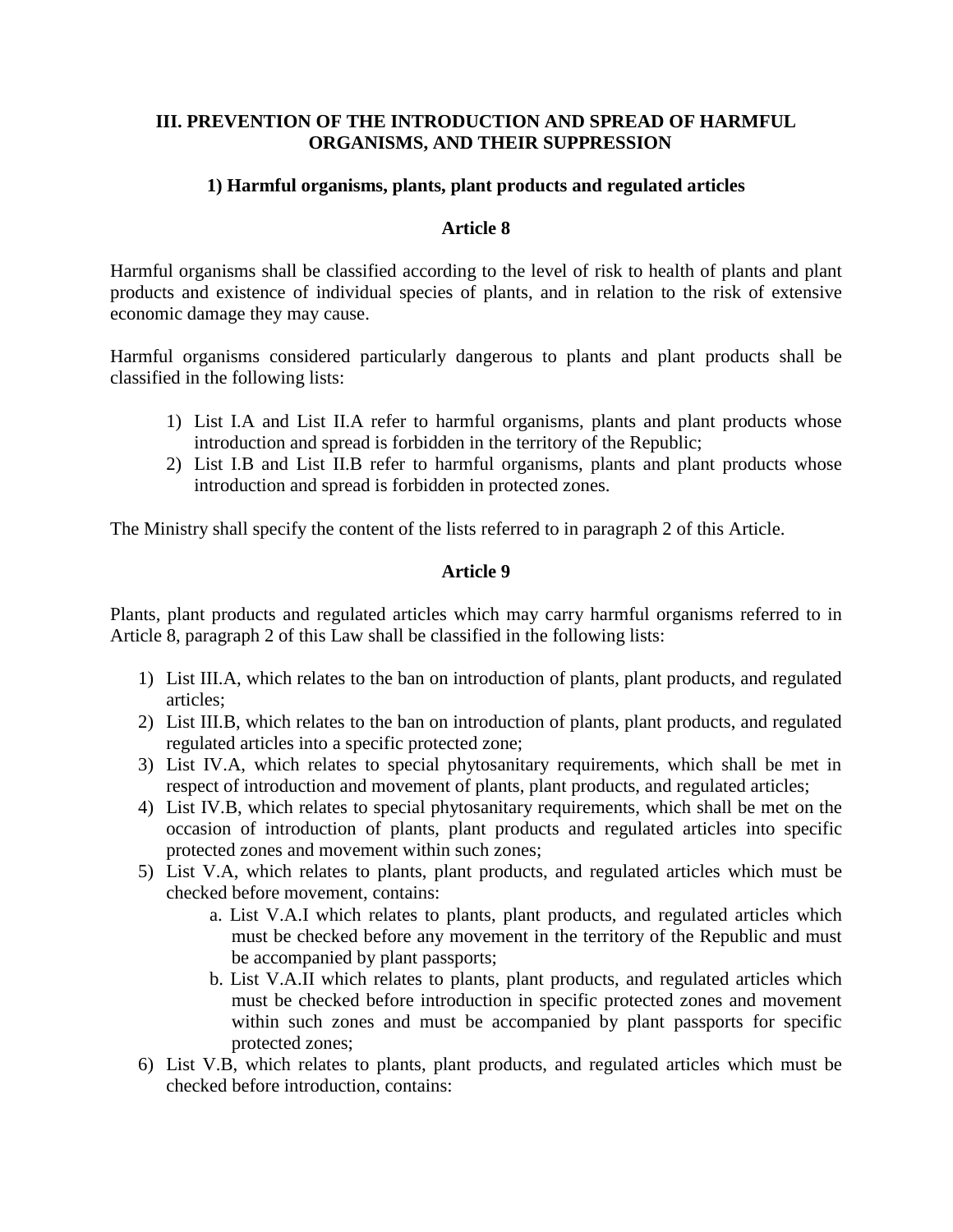## III. PREVENTION OF THE INTRODUCTION AND SPREAD OF HARMFUL ORGANISMS, AND THEIR SUPPRESSION

### 1) Harmful organisms, plants, plant products and regulated articles

#### Article 8

Harmful organisms shall be classified according to the level of risk to health of plants and plant products and existence of individual species of plants, and in relation to the risk of extensive economic damage they may cause.

Harmful organisms considered particularly dangerous to plants and plant products shall be classified in the following lists:

1) List I.A and List II.A refer to harmful organisms, plants and plant products whose introduction and spread is forbidden in the territory of the Republic;
2) List I.B and List II.B refer to harmful organisms, plants and plant products whose introduction and spread is forbidden in protected zones.

The Ministry shall specify the content of the lists referred to in paragraph 2 of this Article.

#### Article 9

Plants, plant products and regulated articles which may carry harmful organisms referred to in Article 8, paragraph 2 of this Law shall be classified in the following lists:

1) List III.A, which relates to the ban on introduction of plants, plant products, and regulated articles;
2) List III.B, which relates to the ban on introduction of plants, plant products, and regulated regulated articles into a specific protected zone;
3) List IV.A, which relates to special phytosanitary requirements, which shall be met in respect of introduction and movement of plants, plant products, and regulated articles;
4) List IV.B, which relates to special phytosanitary requirements, which shall be met on the occasion of introduction of plants, plant products and regulated articles into specific protected zones and movement within such zones;
5) List V.A, which relates to plants, plant products, and regulated articles which must be checked before movement, contains:
   a. List V.A.I which relates to plants, plant products, and regulated articles which must be checked before any movement in the territory of the Republic and must be accompanied by plant passports;
   b. List V.A.II which relates to plants, plant products, and regulated articles which must be checked before introduction in specific protected zones and movement within such zones and must be accompanied by plant passports for specific protected zones;
6) List V.B, which relates to plants, plant products, and regulated articles which must be checked before introduction, contains: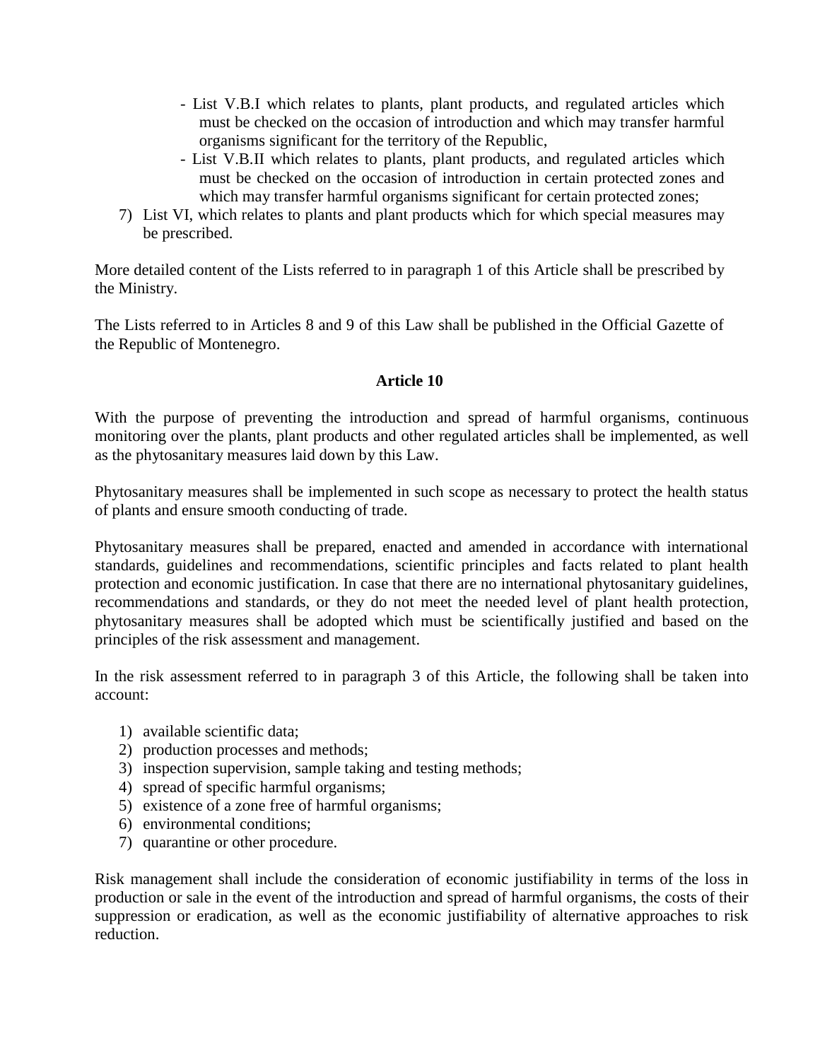- List V.B.I which relates to plants, plant products, and regulated articles which must be checked on the occasion of introduction and which may transfer harmful organisms significant for the territory of the Republic,
- List V.B.II which relates to plants, plant products, and regulated articles which must be checked on the occasion of introduction in certain protected zones and which may transfer harmful organisms significant for certain protected zones;

7) List VI, which relates to plants and plant products which for which special measures may be prescribed.

More detailed content of the Lists referred to in paragraph 1 of this Article shall be prescribed by the Ministry.

The Lists referred to in Articles 8 and 9 of this Law shall be published in the Official Gazette of the Republic of Montenegro.

**Article 10**

With the purpose of preventing the introduction and spread of harmful organisms, continuous monitoring over the plants, plant products and other regulated articles shall be implemented, as well as the phytosanitary measures laid down by this Law.

Phytosanitary measures shall be implemented in such scope as necessary to protect the health status of plants and ensure smooth conducting of trade.

Phytosanitary measures shall be prepared, enacted and amended in accordance with international standards, guidelines and recommendations, scientific principles and facts related to plant health protection and economic justification. In case that there are no international phytosanitary guidelines, recommendations and standards, or they do not meet the needed level of plant health protection, phytosanitary measures shall be adopted which must be scientifically justified and based on the principles of the risk assessment and management.

In the risk assessment referred to in paragraph 3 of this Article, the following shall be taken into account:

1) available scientific data;
2) production processes and methods;
3) inspection supervision, sample taking and testing methods;
4) spread of specific harmful organisms;
5) existence of a zone free of harmful organisms;
6) environmental conditions;
7) quarantine or other procedure.

Risk management shall include the consideration of economic justifiability in terms of the loss in production or sale in the event of the introduction and spread of harmful organisms, the costs of their suppression or eradication, as well as the economic justifiability of alternative approaches to risk reduction.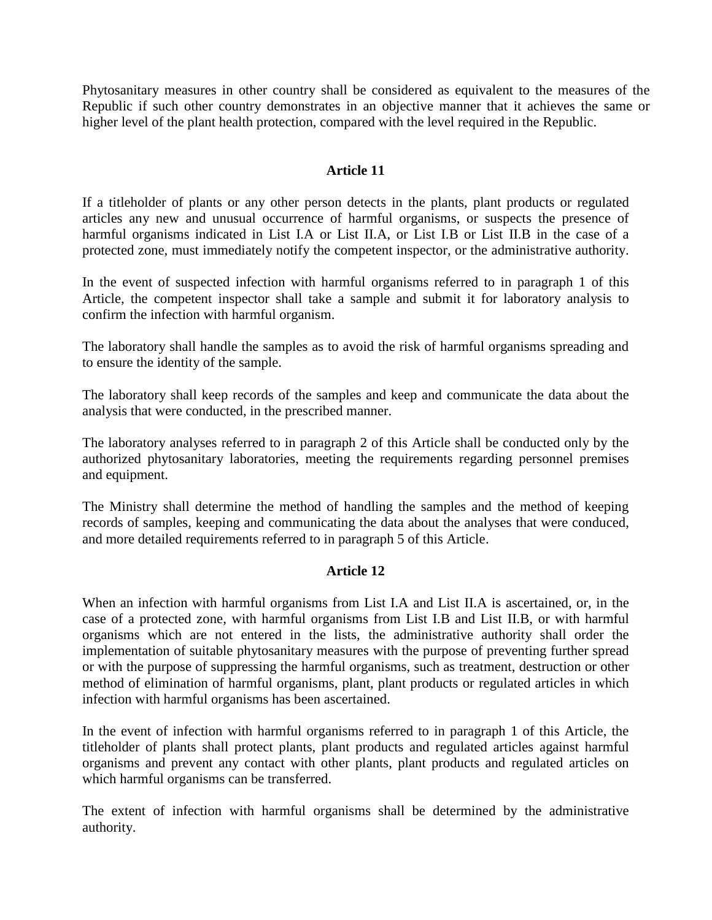Phytosanitary measures in other country shall be considered as equivalent to the measures of the Republic if such other country demonstrates in an objective manner that it achieves the same or higher level of the plant health protection, compared with the level required in the Republic.

### Article 11

If a titleholder of plants or any other person detects in the plants, plant products or regulated articles any new and unusual occurrence of harmful organisms, or suspects the presence of harmful organisms indicated in List I.A or List II.A, or List I.B or List II.B in the case of a protected zone, must immediately notify the competent inspector, or the administrative authority.

In the event of suspected infection with harmful organisms referred to in paragraph 1 of this Article, the competent inspector shall take a sample and submit it for laboratory analysis to confirm the infection with harmful organism.

The laboratory shall handle the samples as to avoid the risk of harmful organisms spreading and to ensure the identity of the sample.

The laboratory shall keep records of the samples and keep and communicate the data about the analysis that were conducted, in the prescribed manner.

The laboratory analyses referred to in paragraph 2 of this Article shall be conducted only by the authorized phytosanitary laboratories, meeting the requirements regarding personnel premises and equipment.

The Ministry shall determine the method of handling the samples and the method of keeping records of samples, keeping and communicating the data about the analyses that were conduced, and more detailed requirements referred to in paragraph 5 of this Article.

### Article 12

When an infection with harmful organisms from List I.A and List II.A is ascertained, or, in the case of a protected zone, with harmful organisms from List I.B and List II.B, or with harmful organisms which are not entered in the lists, the administrative authority shall order the implementation of suitable phytosanitary measures with the purpose of preventing further spread or with the purpose of suppressing the harmful organisms, such as treatment, destruction or other method of elimination of harmful organisms, plant, plant products or regulated articles in which infection with harmful organisms has been ascertained.

In the event of infection with harmful organisms referred to in paragraph 1 of this Article, the titleholder of plants shall protect plants, plant products and regulated articles against harmful organisms and prevent any contact with other plants, plant products and regulated articles on which harmful organisms can be transferred.

The extent of infection with harmful organisms shall be determined by the administrative authority.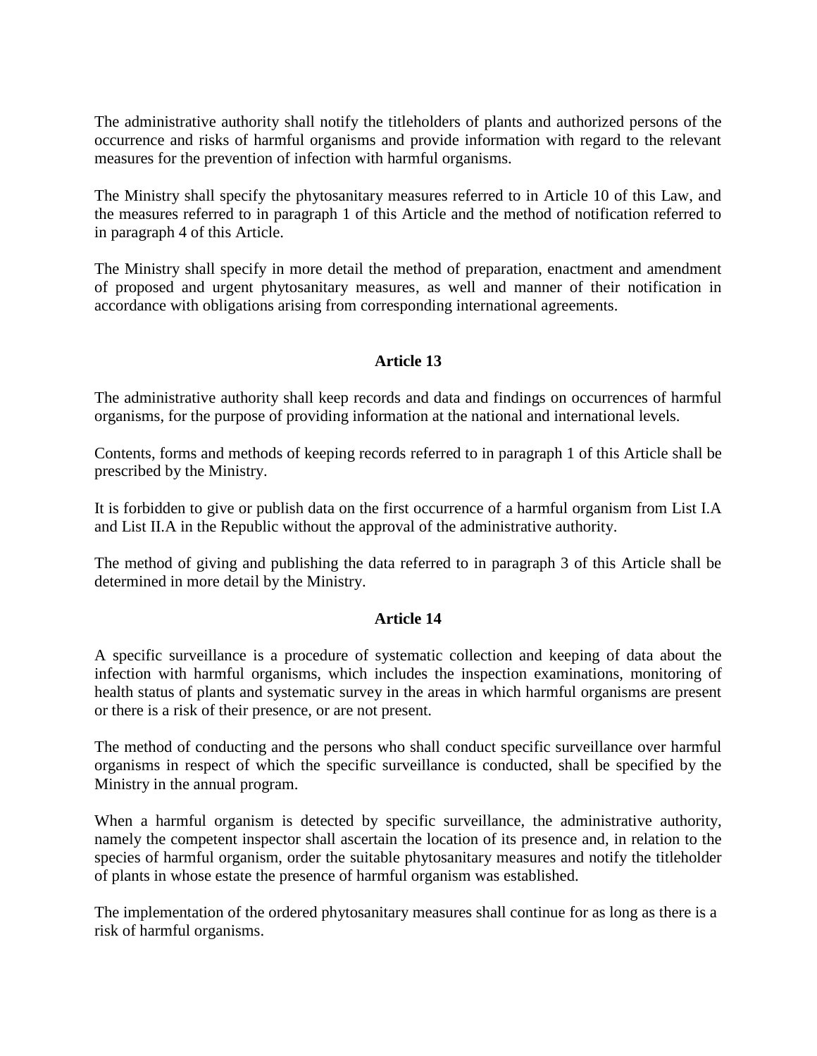The administrative authority shall notify the titleholders of plants and authorized persons of the occurrence and risks of harmful organisms and provide information with regard to the relevant measures for the prevention of infection with harmful organisms.

The Ministry shall specify the phytosanitary measures referred to in Article 10 of this Law, and the measures referred to in paragraph 1 of this Article and the method of notification referred to in paragraph 4 of this Article.

The Ministry shall specify in more detail the method of preparation, enactment and amendment of proposed and urgent phytosanitary measures, as well and manner of their notification in accordance with obligations arising from corresponding international agreements.

**Article 13**

The administrative authority shall keep records and data and findings on occurrences of harmful organisms, for the purpose of providing information at the national and international levels.

Contents, forms and methods of keeping records referred to in paragraph 1 of this Article shall be prescribed by the Ministry.

It is forbidden to give or publish data on the first occurrence of a harmful organism from List I.A and List II.A in the Republic without the approval of the administrative authority.

The method of giving and publishing the data referred to in paragraph 3 of this Article shall be determined in more detail by the Ministry.

**Article 14**

A specific surveillance is a procedure of systematic collection and keeping of data about the infection with harmful organisms, which includes the inspection examinations, monitoring of health status of plants and systematic survey in the areas in which harmful organisms are present or there is a risk of their presence, or are not present.

The method of conducting and the persons who shall conduct specific surveillance over harmful organisms in respect of which the specific surveillance is conducted, shall be specified by the Ministry in the annual program.

When a harmful organism is detected by specific surveillance, the administrative authority, namely the competent inspector shall ascertain the location of its presence and, in relation to the species of harmful organism, order the suitable phytosanitary measures and notify the titleholder of plants in whose estate the presence of harmful organism was established.

The implementation of the ordered phytosanitary measures shall continue for as long as there is a risk of harmful organisms.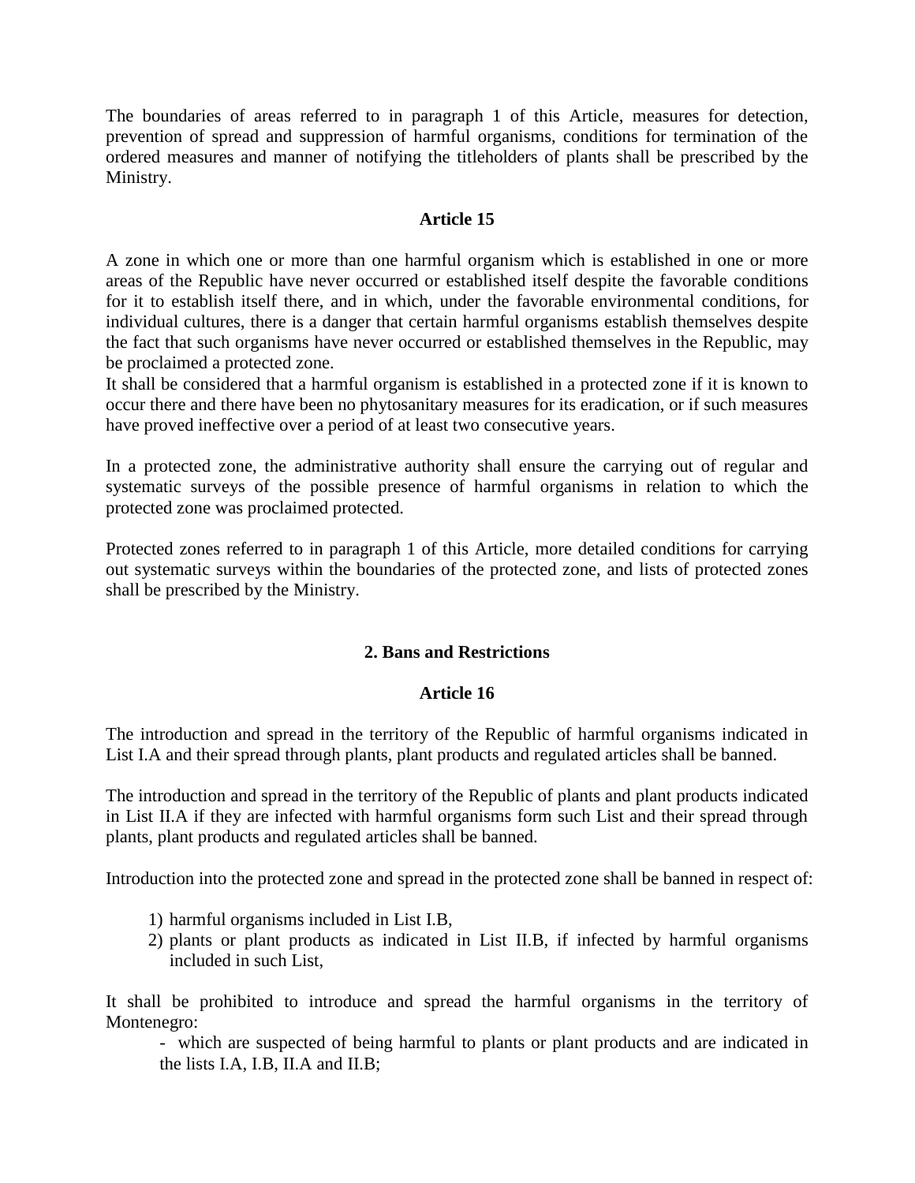The boundaries of areas referred to in paragraph 1 of this Article, measures for detection, prevention of spread and suppression of harmful organisms, conditions for termination of the ordered measures and manner of notifying the titleholders of plants shall be prescribed by the Ministry.

### Article 15

A zone in which one or more than one harmful organism which is established in one or more areas of the Republic have never occurred or established itself despite the favorable conditions for it to establish itself there, and in which, under the favorable environmental conditions, for individual cultures, there is a danger that certain harmful organisms establish themselves despite the fact that such organisms have never occurred or established themselves in the Republic, may be proclaimed a protected zone.

It shall be considered that a harmful organism is established in a protected zone if it is known to occur there and there have been no phytosanitary measures for its eradication, or if such measures have proved ineffective over a period of at least two consecutive years.

In a protected zone, the administrative authority shall ensure the carrying out of regular and systematic surveys of the possible presence of harmful organisms in relation to which the protected zone was proclaimed protected.

Protected zones referred to in paragraph 1 of this Article, more detailed conditions for carrying out systematic surveys within the boundaries of the protected zone, and lists of protected zones shall be prescribed by the Ministry.

## 2. Bans and Restrictions

### Article 16

The introduction and spread in the territory of the Republic of harmful organisms indicated in List I.A and their spread through plants, plant products and regulated articles shall be banned.

The introduction and spread in the territory of the Republic of plants and plant products indicated in List II.A if they are infected with harmful organisms form such List and their spread through plants, plant products and regulated articles shall be banned.

Introduction into the protected zone and spread in the protected zone shall be banned in respect of:

1) harmful organisms included in List I.B,
2) plants or plant products as indicated in List II.B, if infected by harmful organisms included in such List,

It shall be prohibited to introduce and spread the harmful organisms in the territory of Montenegro:

- which are suspected of being harmful to plants or plant products and are indicated in the lists I.A, I.B, II.A and II.B;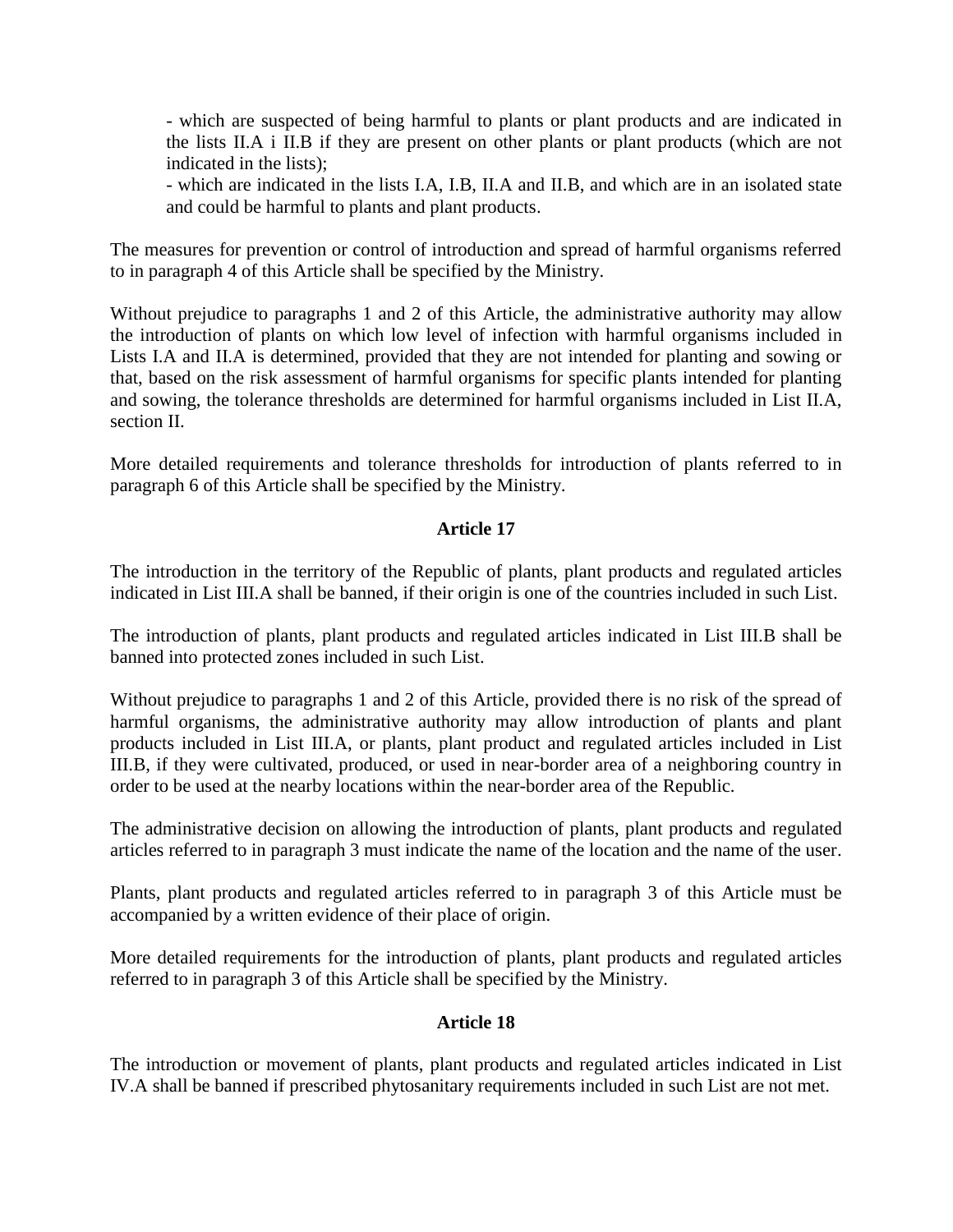- which are suspected of being harmful to plants or plant products and are indicated in the lists II.A i II.B if they are present on other plants or plant products (which are not indicated in the lists);
- which are indicated in the lists I.A, I.B, II.A and II.B, and which are in an isolated state and could be harmful to plants and plant products.

The measures for prevention or control of introduction and spread of harmful organisms referred to in paragraph 4 of this Article shall be specified by the Ministry.

Without prejudice to paragraphs 1 and 2 of this Article, the administrative authority may allow the introduction of plants on which low level of infection with harmful organisms included in Lists I.A and II.A is determined, provided that they are not intended for planting and sowing or that, based on the risk assessment of harmful organisms for specific plants intended for planting and sowing, the tolerance thresholds are determined for harmful organisms included in List II.A, section II.

More detailed requirements and tolerance thresholds for introduction of plants referred to in paragraph 6 of this Article shall be specified by the Ministry.

### Article 17

The introduction in the territory of the Republic of plants, plant products and regulated articles indicated in List III.A shall be banned, if their origin is one of the countries included in such List.

The introduction of plants, plant products and regulated articles indicated in List III.B shall be banned into protected zones included in such List.

Without prejudice to paragraphs 1 and 2 of this Article, provided there is no risk of the spread of harmful organisms, the administrative authority may allow introduction of plants and plant products included in List III.A, or plants, plant product and regulated articles included in List III.B, if they were cultivated, produced, or used in near-border area of a neighboring country in order to be used at the nearby locations within the near-border area of the Republic.

The administrative decision on allowing the introduction of plants, plant products and regulated articles referred to in paragraph 3 must indicate the name of the location and the name of the user.

Plants, plant products and regulated articles referred to in paragraph 3 of this Article must be accompanied by a written evidence of their place of origin.

More detailed requirements for the introduction of plants, plant products and regulated articles referred to in paragraph 3 of this Article shall be specified by the Ministry.

### Article 18

The introduction or movement of plants, plant products and regulated articles indicated in List IV.A shall be banned if prescribed phytosanitary requirements included in such List are not met.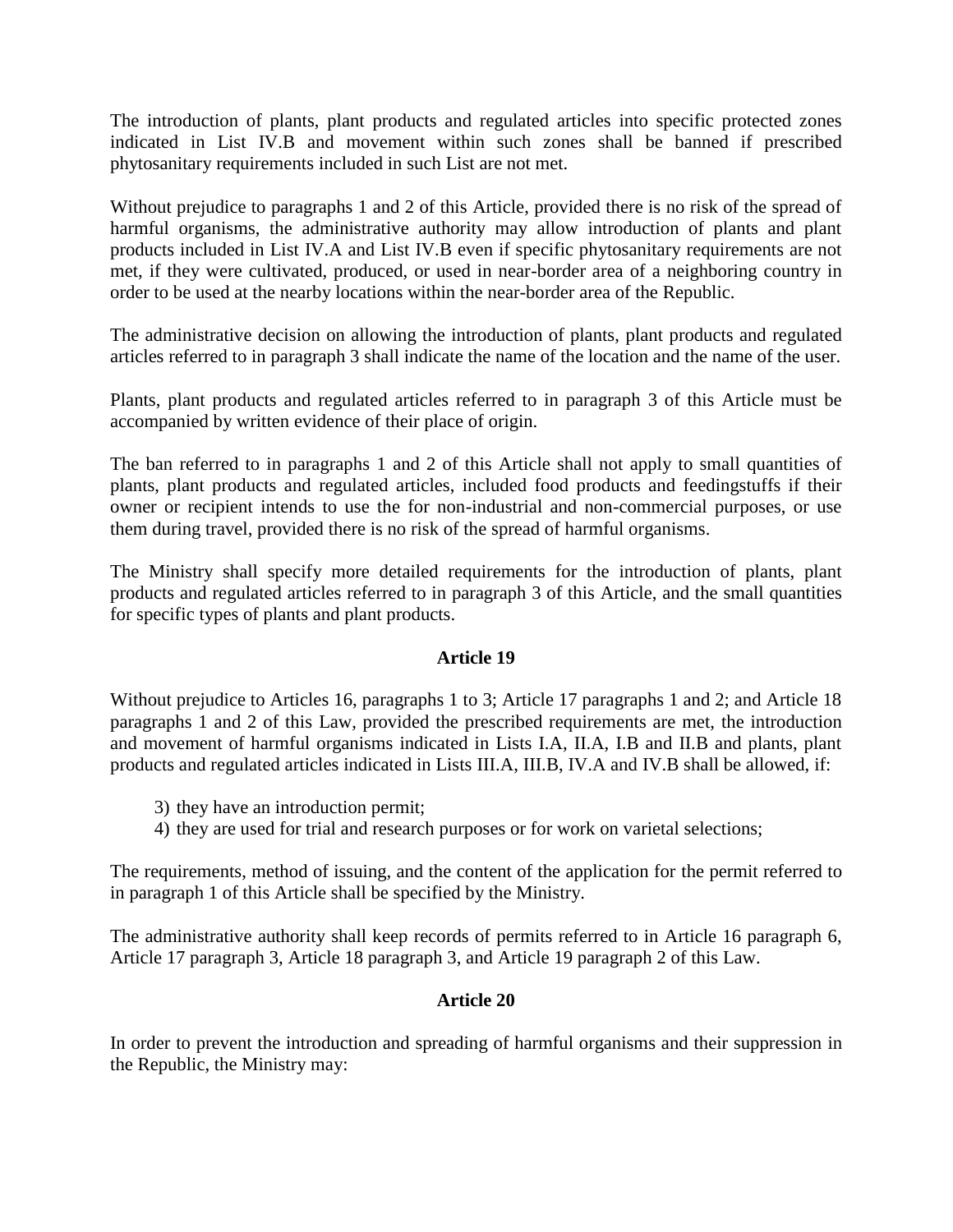The introduction of plants, plant products and regulated articles into specific protected zones indicated in List IV.B and movement within such zones shall be banned if prescribed phytosanitary requirements included in such List are not met.

Without prejudice to paragraphs 1 and 2 of this Article, provided there is no risk of the spread of harmful organisms, the administrative authority may allow introduction of plants and plant products included in List IV.A and List IV.B even if specific phytosanitary requirements are not met, if they were cultivated, produced, or used in near-border area of a neighboring country in order to be used at the nearby locations within the near-border area of the Republic.

The administrative decision on allowing the introduction of plants, plant products and regulated articles referred to in paragraph 3 shall indicate the name of the location and the name of the user.

Plants, plant products and regulated articles referred to in paragraph 3 of this Article must be accompanied by written evidence of their place of origin.

The ban referred to in paragraphs 1 and 2 of this Article shall not apply to small quantities of plants, plant products and regulated articles, included food products and feedingstuffs if their owner or recipient intends to use the for non-industrial and non-commercial purposes, or use them during travel, provided there is no risk of the spread of harmful organisms.

The Ministry shall specify more detailed requirements for the introduction of plants, plant products and regulated articles referred to in paragraph 3 of this Article, and the small quantities for specific types of plants and plant products.

**Article 19**

Without prejudice to Articles 16, paragraphs 1 to 3; Article 17 paragraphs 1 and 2; and Article 18 paragraphs 1 and 2 of this Law, provided the prescribed requirements are met, the introduction and movement of harmful organisms indicated in Lists I.A, II.A, I.B and II.B and plants, plant products and regulated articles indicated in Lists III.A, III.B, IV.A and IV.B shall be allowed, if:

3) they have an introduction permit;
4) they are used for trial and research purposes or for work on varietal selections;

The requirements, method of issuing, and the content of the application for the permit referred to in paragraph 1 of this Article shall be specified by the Ministry.

The administrative authority shall keep records of permits referred to in Article 16 paragraph 6, Article 17 paragraph 3, Article 18 paragraph 3, and Article 19 paragraph 2 of this Law.

**Article 20**

In order to prevent the introduction and spreading of harmful organisms and their suppression in the Republic, the Ministry may: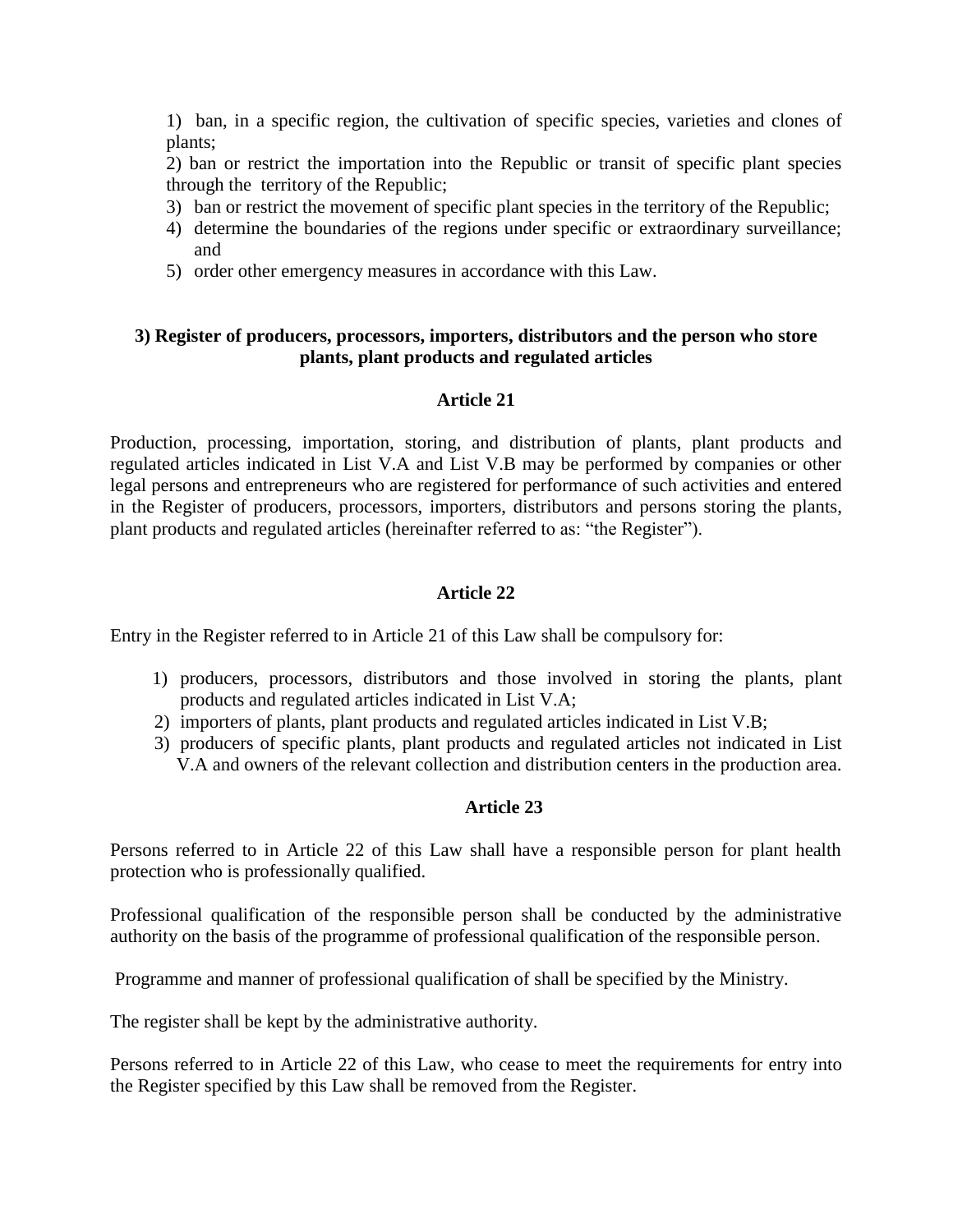1) ban, in a specific region, the cultivation of specific species, varieties and clones of plants;
2) ban or restrict the importation into the Republic or transit of specific plant species through the territory of the Republic;
3) ban or restrict the movement of specific plant species in the territory of the Republic;
4) determine the boundaries of the regions under specific or extraordinary surveillance; and
5) order other emergency measures in accordance with this Law.

### 3) Register of producers, processors, importers, distributors and the person who store plants, plant products and regulated articles

#### Article 21

Production, processing, importation, storing, and distribution of plants, plant products and regulated articles indicated in List V.A and List V.B may be performed by companies or other legal persons and entrepreneurs who are registered for performance of such activities and entered in the Register of producers, processors, importers, distributors and persons storing the plants, plant products and regulated articles (hereinafter referred to as: "the Register").

#### Article 22

Entry in the Register referred to in Article 21 of this Law shall be compulsory for:

1) producers, processors, distributors and those involved in storing the plants, plant products and regulated articles indicated in List V.A;
2) importers of plants, plant products and regulated articles indicated in List V.B;
3) producers of specific plants, plant products and regulated articles not indicated in List V.A and owners of the relevant collection and distribution centers in the production area.

#### Article 23

Persons referred to in Article 22 of this Law shall have a responsible person for plant health protection who is professionally qualified.

Professional qualification of the responsible person shall be conducted by the administrative authority on the basis of the programme of professional qualification of the responsible person.

Programme and manner of professional qualification of shall be specified by the Ministry.

The register shall be kept by the administrative authority.

Persons referred to in Article 22 of this Law, who cease to meet the requirements for entry into the Register specified by this Law shall be removed from the Register.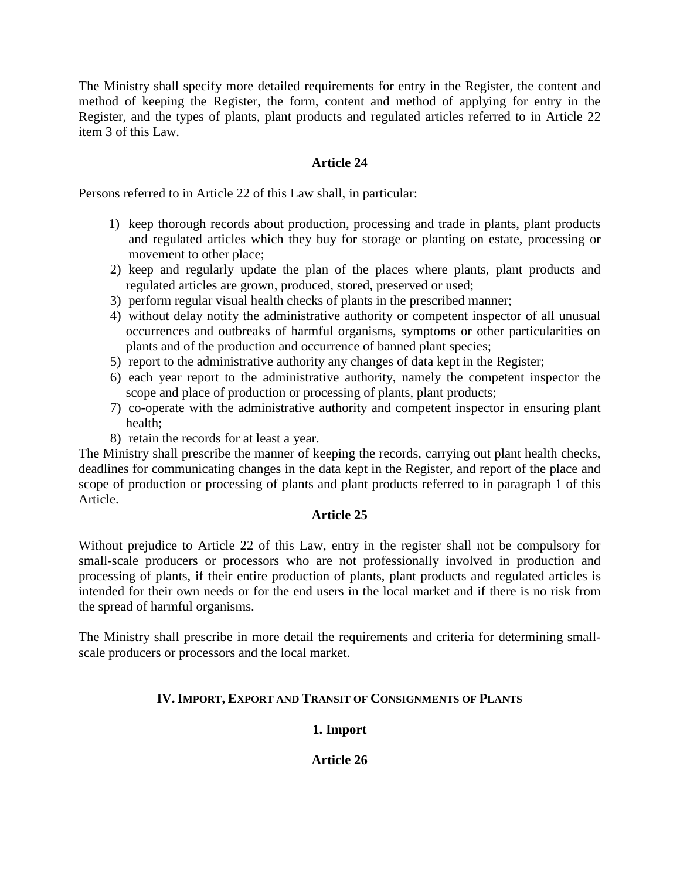The Ministry shall specify more detailed requirements for entry in the Register, the content and method of keeping the Register, the form, content and method of applying for entry in the Register, and the types of plants, plant products and regulated articles referred to in Article 22 item 3 of this Law.

### Article 24

Persons referred to in Article 22 of this Law shall, in particular:

1) keep thorough records about production, processing and trade in plants, plant products and regulated articles which they buy for storage or planting on estate, processing or movement to other place;
2) keep and regularly update the plan of the places where plants, plant products and regulated articles are grown, produced, stored, preserved or used;
3) perform regular visual health checks of plants in the prescribed manner;
4) without delay notify the administrative authority or competent inspector of all unusual occurrences and outbreaks of harmful organisms, symptoms or other particularities on plants and of the production and occurrence of banned plant species;
5) report to the administrative authority any changes of data kept in the Register;
6) each year report to the administrative authority, namely the competent inspector the scope and place of production or processing of plants, plant products;
7) co-operate with the administrative authority and competent inspector in ensuring plant health;
8) retain the records for at least a year.

The Ministry shall prescribe the manner of keeping the records, carrying out plant health checks, deadlines for communicating changes in the data kept in the Register, and report of the place and scope of production or processing of plants and plant products referred to in paragraph 1 of this Article.

### Article 25

Without prejudice to Article 22 of this Law, entry in the register shall not be compulsory for small-scale producers or processors who are not professionally involved in production and processing of plants, if their entire production of plants, plant products and regulated articles is intended for their own needs or for the end users in the local market and if there is no risk from the spread of harmful organisms.

The Ministry shall prescribe in more detail the requirements and criteria for determining small-scale producers or processors and the local market.

## IV. Import, Export and Transit of Consignments of Plants

### 1. Import

### Article 26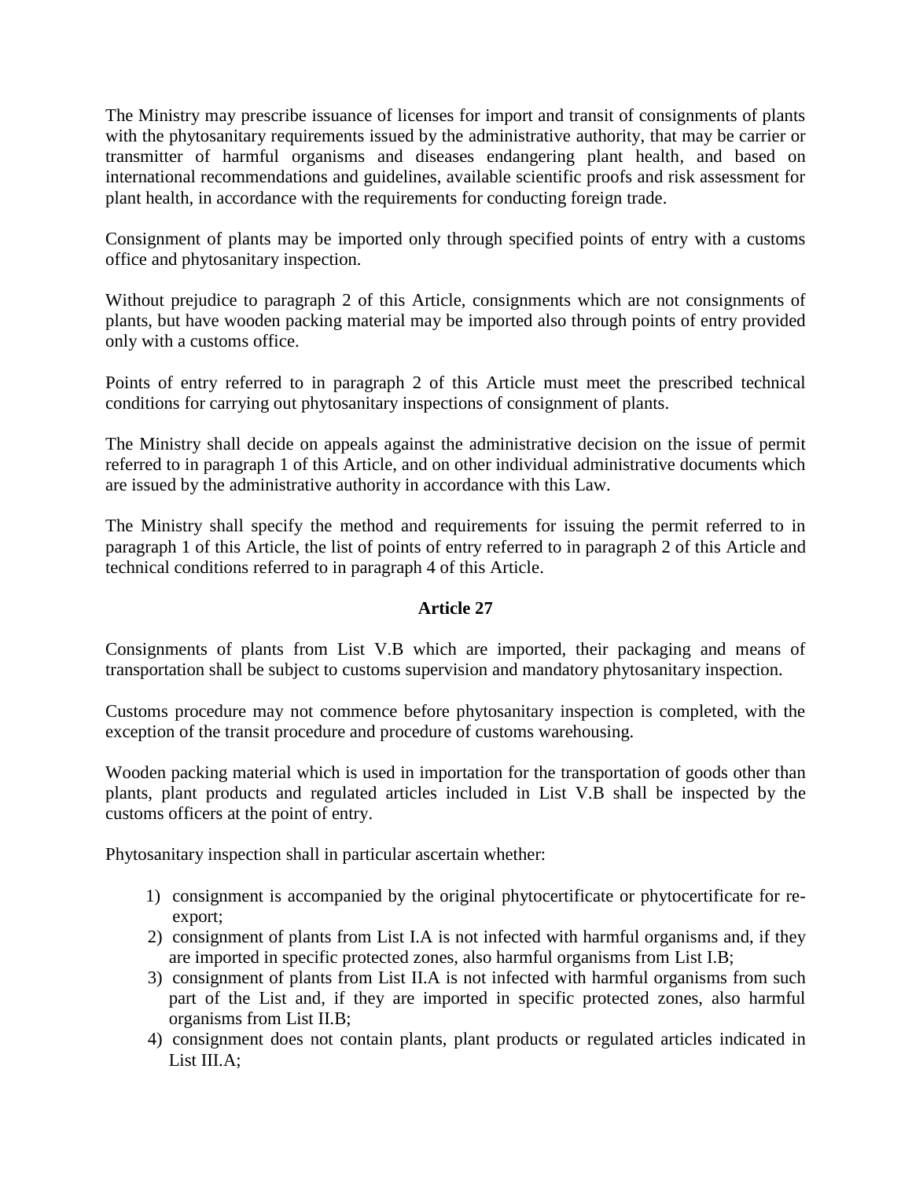The Ministry may prescribe issuance of licenses for import and transit of consignments of plants with the phytosanitary requirements issued by the administrative authority, that may be carrier or transmitter of harmful organisms and diseases endangering plant health, and based on international recommendations and guidelines, available scientific proofs and risk assessment for plant health, in accordance with the requirements for conducting foreign trade.

Consignment of plants may be imported only through specified points of entry with a customs office and phytosanitary inspection.

Without prejudice to paragraph 2 of this Article, consignments which are not consignments of plants, but have wooden packing material may be imported also through points of entry provided only with a customs office.

Points of entry referred to in paragraph 2 of this Article must meet the prescribed technical conditions for carrying out phytosanitary inspections of consignment of plants.

The Ministry shall decide on appeals against the administrative decision on the issue of permit referred to in paragraph 1 of this Article, and on other individual administrative documents which are issued by the administrative authority in accordance with this Law.

The Ministry shall specify the method and requirements for issuing the permit referred to in paragraph 1 of this Article, the list of points of entry referred to in paragraph 2 of this Article and technical conditions referred to in paragraph 4 of this Article.

**Article 27**

Consignments of plants from List V.B which are imported, their packaging and means of transportation shall be subject to customs supervision and mandatory phytosanitary inspection.

Customs procedure may not commence before phytosanitary inspection is completed, with the exception of the transit procedure and procedure of customs warehousing.

Wooden packing material which is used in importation for the transportation of goods other than plants, plant products and regulated articles included in List V.B shall be inspected by the customs officers at the point of entry.

Phytosanitary inspection shall in particular ascertain whether:

1) consignment is accompanied by the original phytocertificate or phytocertificate for re-export;
2) consignment of plants from List I.A is not infected with harmful organisms and, if they are imported in specific protected zones, also harmful organisms from List I.B;
3) consignment of plants from List II.A is not infected with harmful organisms from such part of the List and, if they are imported in specific protected zones, also harmful organisms from List II.B;
4) consignment does not contain plants, plant products or regulated articles indicated in List III.A;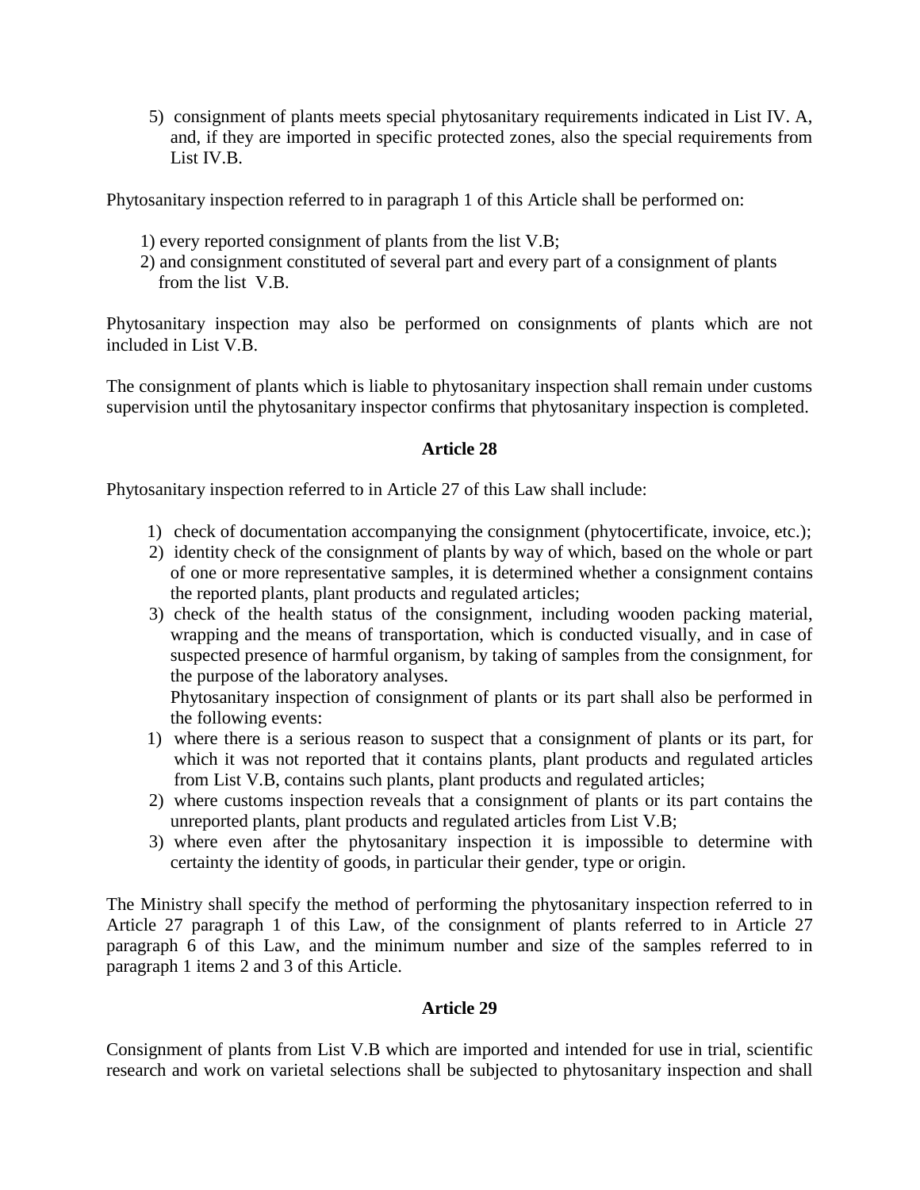5) consignment of plants meets special phytosanitary requirements indicated in List IV. A, and, if they are imported in specific protected zones, also the special requirements from List IV.B.

Phytosanitary inspection referred to in paragraph 1 of this Article shall be performed on:

1) every reported consignment of plants from the list V.B;
2) and consignment constituted of several part and every part of a consignment of plants from the list V.B.

Phytosanitary inspection may also be performed on consignments of plants which are not included in List V.B.

The consignment of plants which is liable to phytosanitary inspection shall remain under customs supervision until the phytosanitary inspector confirms that phytosanitary inspection is completed.

### Article 28

Phytosanitary inspection referred to in Article 27 of this Law shall include:

1) check of documentation accompanying the consignment (phytocertificate, invoice, etc.);
2) identity check of the consignment of plants by way of which, based on the whole or part of one or more representative samples, it is determined whether a consignment contains the reported plants, plant products and regulated articles;
3) check of the health status of the consignment, including wooden packing material, wrapping and the means of transportation, which is conducted visually, and in case of suspected presence of harmful organism, by taking of samples from the consignment, for the purpose of the laboratory analyses.

Phytosanitary inspection of consignment of plants or its part shall also be performed in the following events:

1) where there is a serious reason to suspect that a consignment of plants or its part, for which it was not reported that it contains plants, plant products and regulated articles from List V.B, contains such plants, plant products and regulated articles;
2) where customs inspection reveals that a consignment of plants or its part contains the unreported plants, plant products and regulated articles from List V.B;
3) where even after the phytosanitary inspection it is impossible to determine with certainty the identity of goods, in particular their gender, type or origin.

The Ministry shall specify the method of performing the phytosanitary inspection referred to in Article 27 paragraph 1 of this Law, of the consignment of plants referred to in Article 27 paragraph 6 of this Law, and the minimum number and size of the samples referred to in paragraph 1 items 2 and 3 of this Article.

### Article 29

Consignment of plants from List V.B which are imported and intended for use in trial, scientific research and work on varietal selections shall be subjected to phytosanitary inspection and shall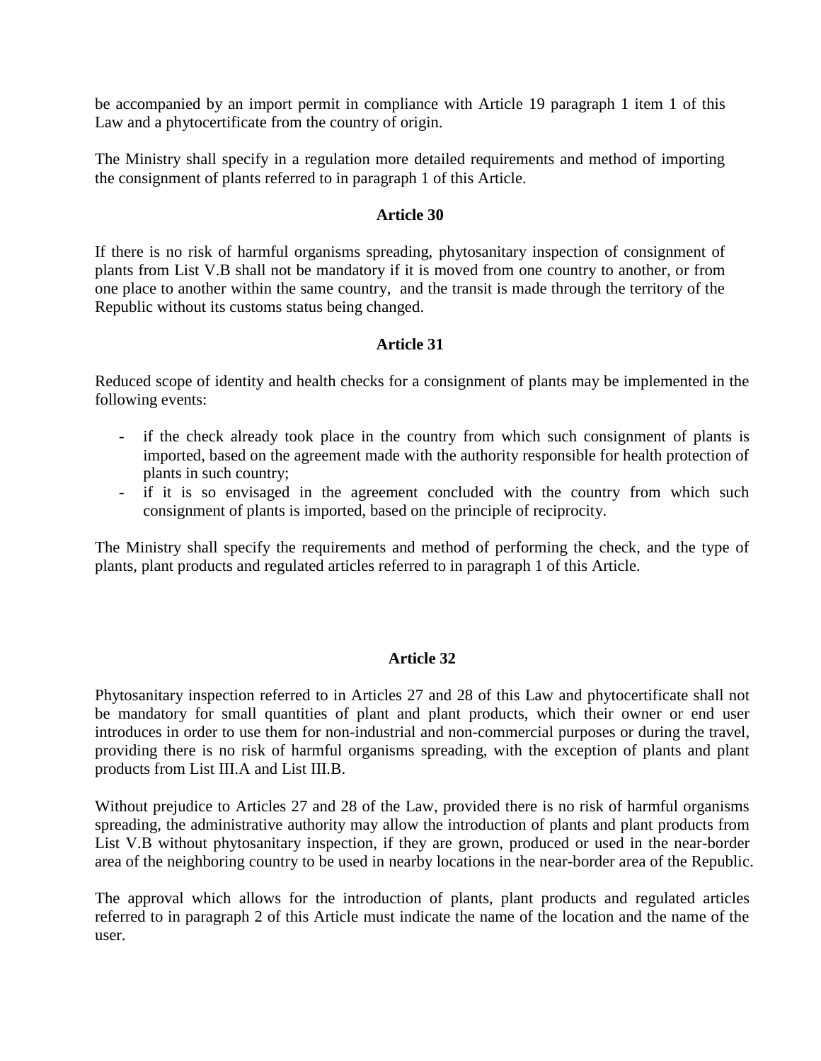be accompanied by an import permit in compliance with Article 19 paragraph 1 item 1 of this Law and a phytocertificate from the country of origin.

The Ministry shall specify in a regulation more detailed requirements and method of importing the consignment of plants referred to in paragraph 1 of this Article.

**Article 30**

If there is no risk of harmful organisms spreading, phytosanitary inspection of consignment of plants from List V.B shall not be mandatory if it is moved from one country to another, or from one place to another within the same country, and the transit is made through the territory of the Republic without its customs status being changed.

**Article 31**

Reduced scope of identity and health checks for a consignment of plants may be implemented in the following events:

- if the check already took place in the country from which such consignment of plants is imported, based on the agreement made with the authority responsible for health protection of plants in such country;
- if it is so envisaged in the agreement concluded with the country from which such consignment of plants is imported, based on the principle of reciprocity.

The Ministry shall specify the requirements and method of performing the check, and the type of plants, plant products and regulated articles referred to in paragraph 1 of this Article.

**Article 32**

Phytosanitary inspection referred to in Articles 27 and 28 of this Law and phytocertificate shall not be mandatory for small quantities of plant and plant products, which their owner or end user introduces in order to use them for non-industrial and non-commercial purposes or during the travel, providing there is no risk of harmful organisms spreading, with the exception of plants and plant products from List III.A and List III.B.

Without prejudice to Articles 27 and 28 of the Law, provided there is no risk of harmful organisms spreading, the administrative authority may allow the introduction of plants and plant products from List V.B without phytosanitary inspection, if they are grown, produced or used in the near-border area of the neighboring country to be used in nearby locations in the near-border area of the Republic.

The approval which allows for the introduction of plants, plant products and regulated articles referred to in paragraph 2 of this Article must indicate the name of the location and the name of the user.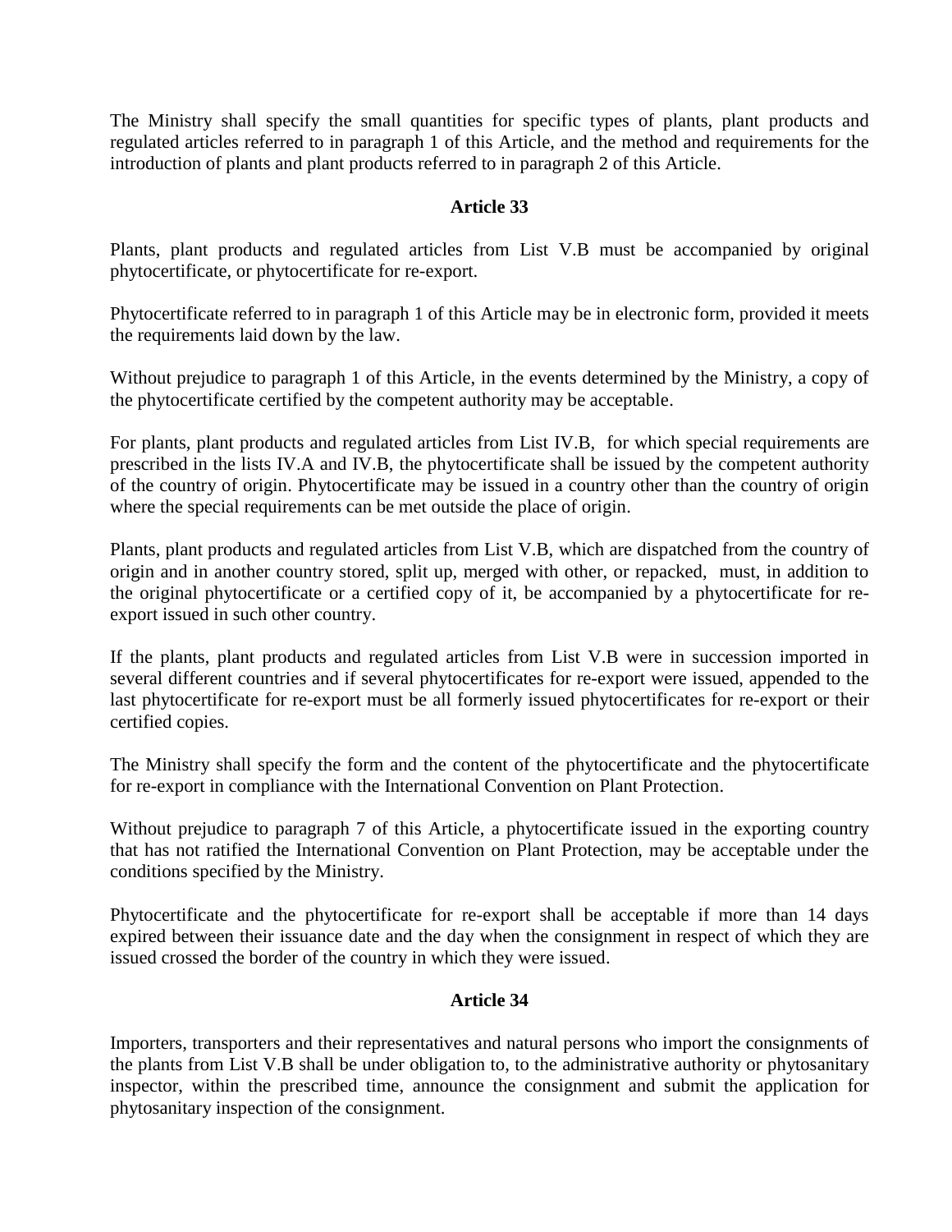The Ministry shall specify the small quantities for specific types of plants, plant products and regulated articles referred to in paragraph 1 of this Article, and the method and requirements for the introduction of plants and plant products referred to in paragraph 2 of this Article.

### Article 33

Plants, plant products and regulated articles from List V.B must be accompanied by original phytocertificate, or phytocertificate for re-export.

Phytocertificate referred to in paragraph 1 of this Article may be in electronic form, provided it meets the requirements laid down by the law.

Without prejudice to paragraph 1 of this Article, in the events determined by the Ministry, a copy of the phytocertificate certified by the competent authority may be acceptable.

For plants, plant products and regulated articles from List IV.B, for which special requirements are prescribed in the lists IV.A and IV.B, the phytocertificate shall be issued by the competent authority of the country of origin. Phytocertificate may be issued in a country other than the country of origin where the special requirements can be met outside the place of origin.

Plants, plant products and regulated articles from List V.B, which are dispatched from the country of origin and in another country stored, split up, merged with other, or repacked, must, in addition to the original phytocertificate or a certified copy of it, be accompanied by a phytocertificate for re-export issued in such other country.

If the plants, plant products and regulated articles from List V.B were in succession imported in several different countries and if several phytocertificates for re-export were issued, appended to the last phytocertificate for re-export must be all formerly issued phytocertificates for re-export or their certified copies.

The Ministry shall specify the form and the content of the phytocertificate and the phytocertificate for re-export in compliance with the International Convention on Plant Protection.

Without prejudice to paragraph 7 of this Article, a phytocertificate issued in the exporting country that has not ratified the International Convention on Plant Protection, may be acceptable under the conditions specified by the Ministry.

Phytocertificate and the phytocertificate for re-export shall be acceptable if more than 14 days expired between their issuance date and the day when the consignment in respect of which they are issued crossed the border of the country in which they were issued.

### Article 34

Importers, transporters and their representatives and natural persons who import the consignments of the plants from List V.B shall be under obligation to, to the administrative authority or phytosanitary inspector, within the prescribed time, announce the consignment and submit the application for phytosanitary inspection of the consignment.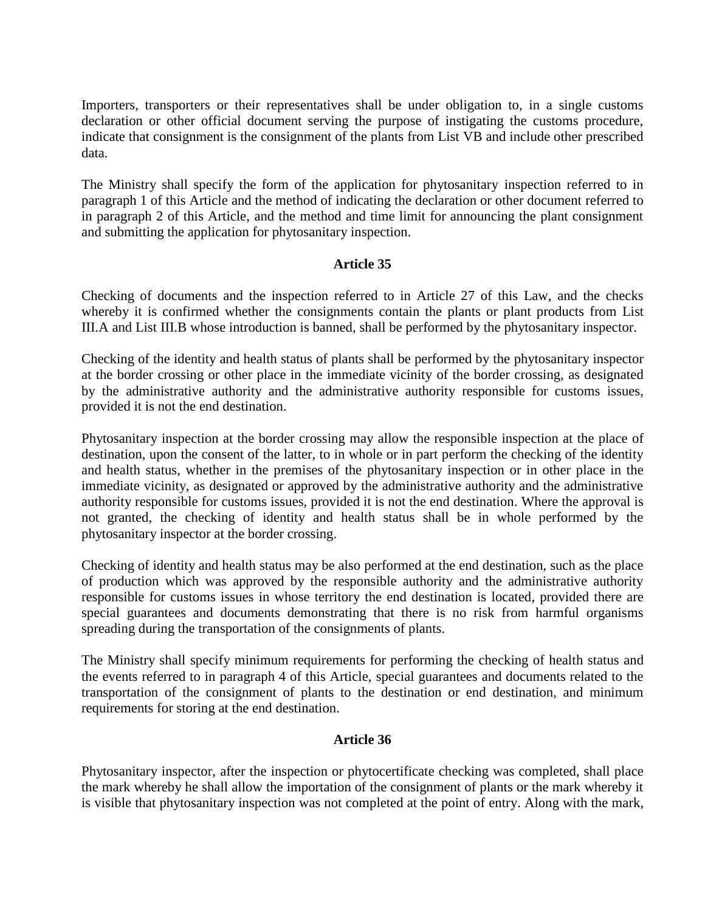Importers, transporters or their representatives shall be under obligation to, in a single customs declaration or other official document serving the purpose of instigating the customs procedure, indicate that consignment is the consignment of the plants from List VB and include other prescribed data.

The Ministry shall specify the form of the application for phytosanitary inspection referred to in paragraph 1 of this Article and the method of indicating the declaration or other document referred to in paragraph 2 of this Article, and the method and time limit for announcing the plant consignment and submitting the application for phytosanitary inspection.

### Article 35

Checking of documents and the inspection referred to in Article 27 of this Law, and the checks whereby it is confirmed whether the consignments contain the plants or plant products from List III.A and List III.B whose introduction is banned, shall be performed by the phytosanitary inspector.

Checking of the identity and health status of plants shall be performed by the phytosanitary inspector at the border crossing or other place in the immediate vicinity of the border crossing, as designated by the administrative authority and the administrative authority responsible for customs issues, provided it is not the end destination.

Phytosanitary inspection at the border crossing may allow the responsible inspection at the place of destination, upon the consent of the latter, to in whole or in part perform the checking of the identity and health status, whether in the premises of the phytosanitary inspection or in other place in the immediate vicinity, as designated or approved by the administrative authority and the administrative authority responsible for customs issues, provided it is not the end destination. Where the approval is not granted, the checking of identity and health status shall be in whole performed by the phytosanitary inspector at the border crossing.

Checking of identity and health status may be also performed at the end destination, such as the place of production which was approved by the responsible authority and the administrative authority responsible for customs issues in whose territory the end destination is located, provided there are special guarantees and documents demonstrating that there is no risk from harmful organisms spreading during the transportation of the consignments of plants.

The Ministry shall specify minimum requirements for performing the checking of health status and the events referred to in paragraph 4 of this Article, special guarantees and documents related to the transportation of the consignment of plants to the destination or end destination, and minimum requirements for storing at the end destination.

### Article 36

Phytosanitary inspector, after the inspection or phytocertificate checking was completed, shall place the mark whereby he shall allow the importation of the consignment of plants or the mark whereby it is visible that phytosanitary inspection was not completed at the point of entry. Along with the mark,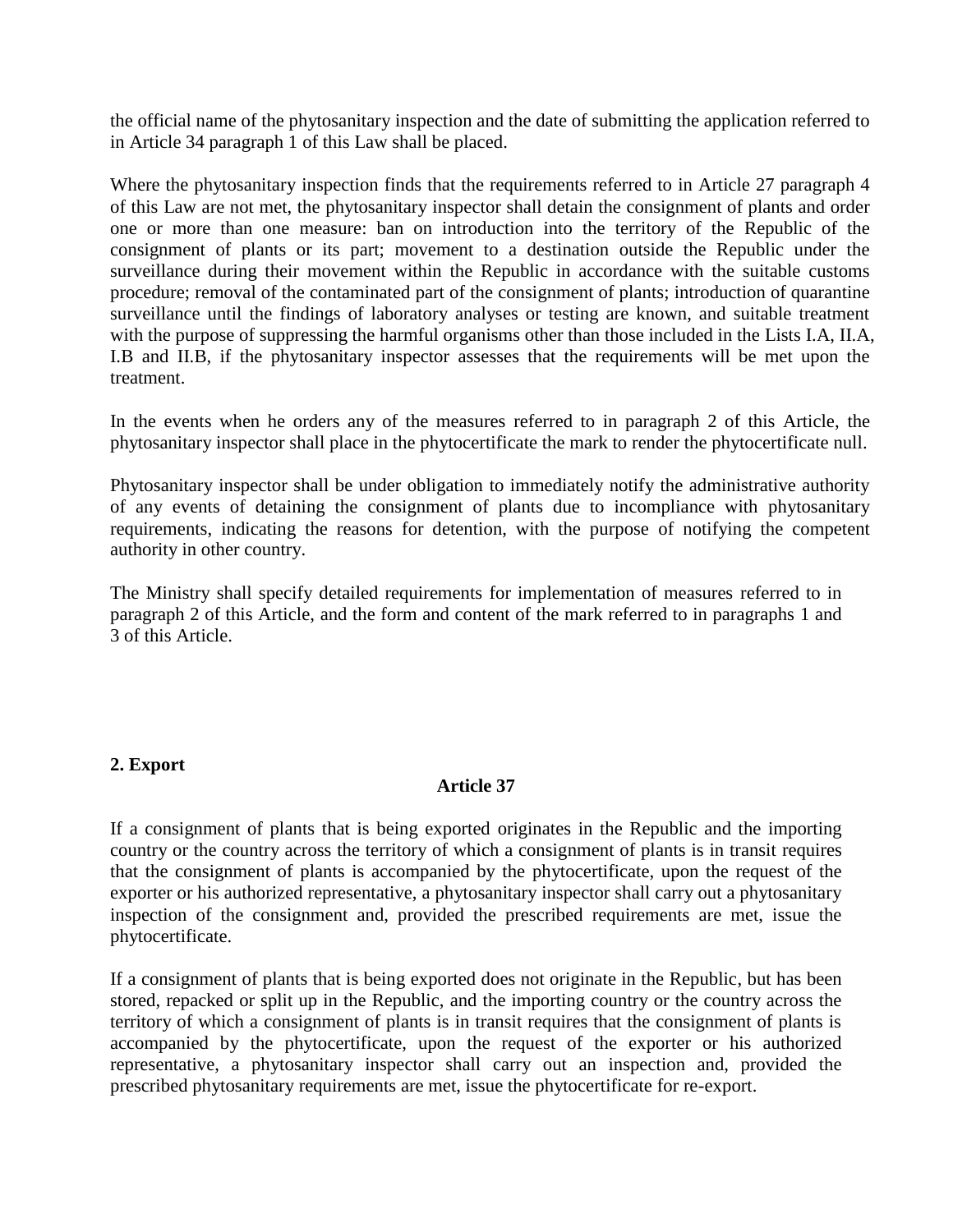the official name of the phytosanitary inspection and the date of submitting the application referred to in Article 34 paragraph 1 of this Law shall be placed.

Where the phytosanitary inspection finds that the requirements referred to in Article 27 paragraph 4 of this Law are not met, the phytosanitary inspector shall detain the consignment of plants and order one or more than one measure: ban on introduction into the territory of the Republic of the consignment of plants or its part; movement to a destination outside the Republic under the surveillance during their movement within the Republic in accordance with the suitable customs procedure; removal of the contaminated part of the consignment of plants; introduction of quarantine surveillance until the findings of laboratory analyses or testing are known, and suitable treatment with the purpose of suppressing the harmful organisms other than those included in the Lists I.A, II.A, I.B and II.B, if the phytosanitary inspector assesses that the requirements will be met upon the treatment.

In the events when he orders any of the measures referred to in paragraph 2 of this Article, the phytosanitary inspector shall place in the phytocertificate the mark to render the phytocertificate null.

Phytosanitary inspector shall be under obligation to immediately notify the administrative authority of any events of detaining the consignment of plants due to incompliance with phytosanitary requirements, indicating the reasons for detention, with the purpose of notifying the competent authority in other country.

The Ministry shall specify detailed requirements for implementation of measures referred to in paragraph 2 of this Article, and the form and content of the mark referred to in paragraphs 1 and 3 of this Article.

**2. Export**

**Article 37**

If a consignment of plants that is being exported originates in the Republic and the importing country or the country across the territory of which a consignment of plants is in transit requires that the consignment of plants is accompanied by the phytocertificate, upon the request of the exporter or his authorized representative, a phytosanitary inspector shall carry out a phytosanitary inspection of the consignment and, provided the prescribed requirements are met, issue the phytocertificate.

If a consignment of plants that is being exported does not originate in the Republic, but has been stored, repacked or split up in the Republic, and the importing country or the country across the territory of which a consignment of plants is in transit requires that the consignment of plants is accompanied by the phytocertificate, upon the request of the exporter or his authorized representative, a phytosanitary inspector shall carry out an inspection and, provided the prescribed phytosanitary requirements are met, issue the phytocertificate for re-export.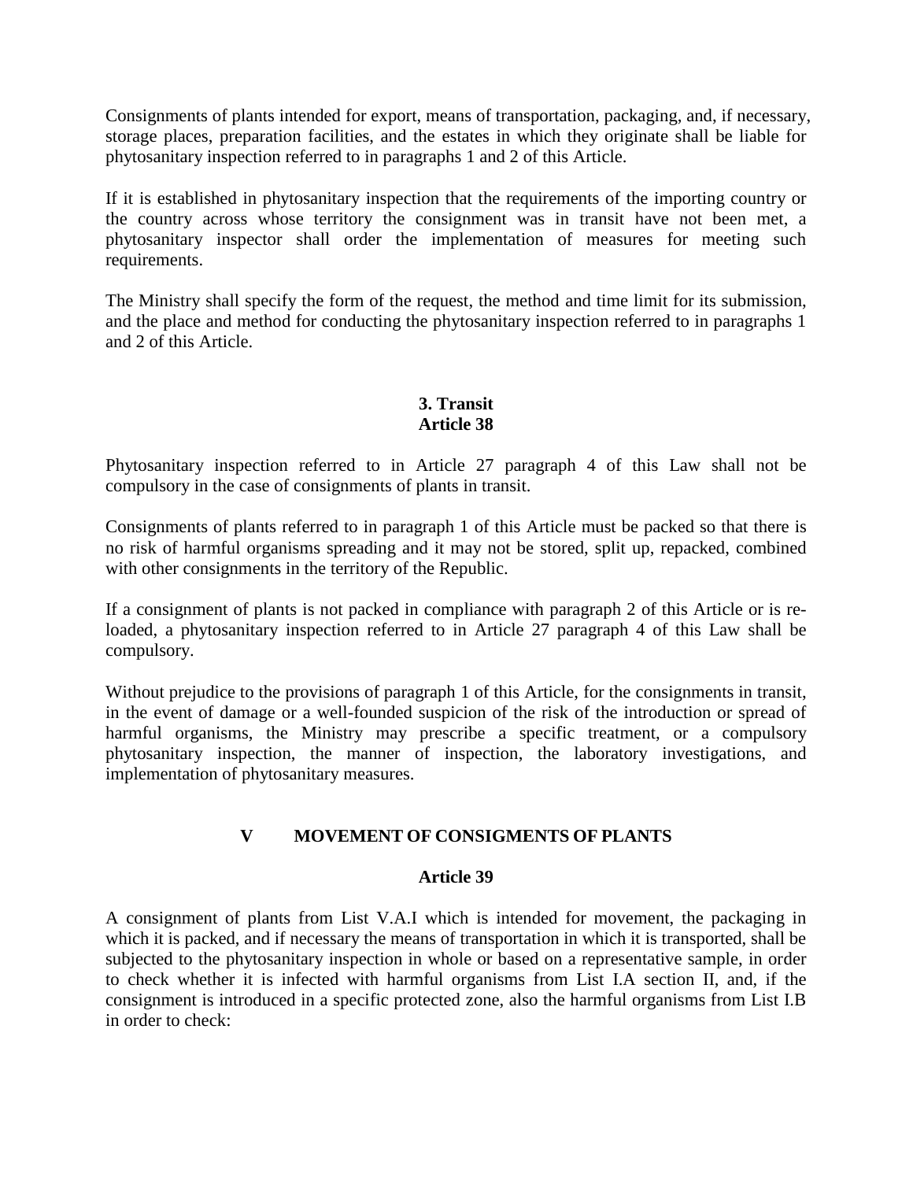Consignments of plants intended for export, means of transportation, packaging, and, if necessary, storage places, preparation facilities, and the estates in which they originate shall be liable for phytosanitary inspection referred to in paragraphs 1 and 2 of this Article.

If it is established in phytosanitary inspection that the requirements of the importing country or the country across whose territory the consignment was in transit have not been met, a phytosanitary inspector shall order the implementation of measures for meeting such requirements.

The Ministry shall specify the form of the request, the method and time limit for its submission, and the place and method for conducting the phytosanitary inspection referred to in paragraphs 1 and 2 of this Article.

### 3. Transit
### Article 38

Phytosanitary inspection referred to in Article 27 paragraph 4 of this Law shall not be compulsory in the case of consignments of plants in transit.

Consignments of plants referred to in paragraph 1 of this Article must be packed so that there is no risk of harmful organisms spreading and it may not be stored, split up, repacked, combined with other consignments in the territory of the Republic.

If a consignment of plants is not packed in compliance with paragraph 2 of this Article or is re-loaded, a phytosanitary inspection referred to in Article 27 paragraph 4 of this Law shall be compulsory.

Without prejudice to the provisions of paragraph 1 of this Article, for the consignments in transit, in the event of damage or a well-founded suspicion of the risk of the introduction or spread of harmful organisms, the Ministry may prescribe a specific treatment, or a compulsory phytosanitary inspection, the manner of inspection, the laboratory investigations, and implementation of phytosanitary measures.

## V MOVEMENT OF CONSIGMENTS OF PLANTS

### Article 39

A consignment of plants from List V.A.I which is intended for movement, the packaging in which it is packed, and if necessary the means of transportation in which it is transported, shall be subjected to the phytosanitary inspection in whole or based on a representative sample, in order to check whether it is infected with harmful organisms from List I.A section II, and, if the consignment is introduced in a specific protected zone, also the harmful organisms from List I.B in order to check: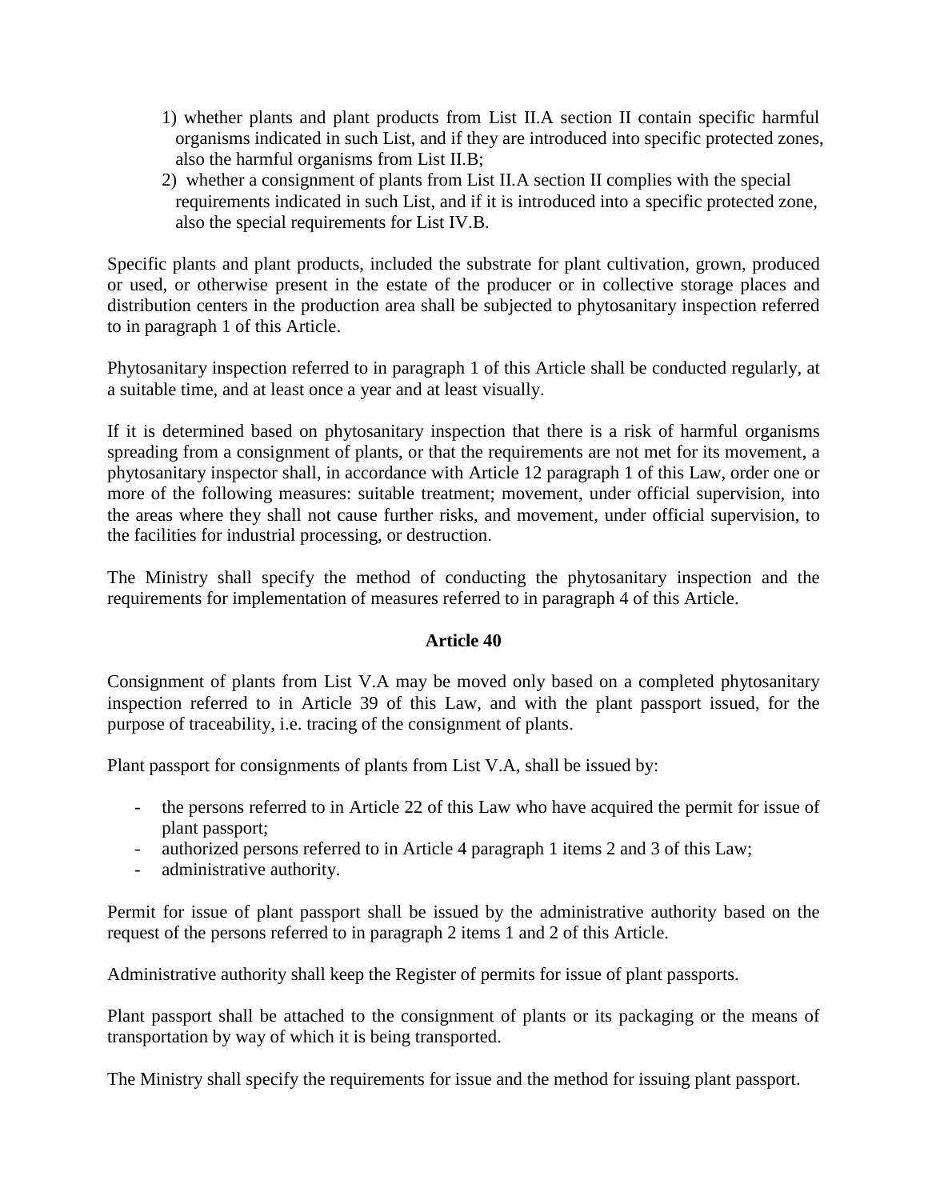1) whether plants and plant products from List II.A section II contain specific harmful organisms indicated in such List, and if they are introduced into specific protected zones, also the harmful organisms from List II.B;
2) whether a consignment of plants from List II.A section II complies with the special requirements indicated in such List, and if it is introduced into a specific protected zone, also the special requirements for List IV.B.

Specific plants and plant products, included the substrate for plant cultivation, grown, produced or used, or otherwise present in the estate of the producer or in collective storage places and distribution centers in the production area shall be subjected to phytosanitary inspection referred to in paragraph 1 of this Article.

Phytosanitary inspection referred to in paragraph 1 of this Article shall be conducted regularly, at a suitable time, and at least once a year and at least visually.

If it is determined based on phytosanitary inspection that there is a risk of harmful organisms spreading from a consignment of plants, or that the requirements are not met for its movement, a phytosanitary inspector shall, in accordance with Article 12 paragraph 1 of this Law, order one or more of the following measures: suitable treatment; movement, under official supervision, into the areas where they shall not cause further risks, and movement, under official supervision, to the facilities for industrial processing, or destruction.

The Ministry shall specify the method of conducting the phytosanitary inspection and the requirements for implementation of measures referred to in paragraph 4 of this Article.

**Article 40**

Consignment of plants from List V.A may be moved only based on a completed phytosanitary inspection referred to in Article 39 of this Law, and with the plant passport issued, for the purpose of traceability, i.e. tracing of the consignment of plants.

Plant passport for consignments of plants from List V.A, shall be issued by:

- the persons referred to in Article 22 of this Law who have acquired the permit for issue of plant passport;
- authorized persons referred to in Article 4 paragraph 1 items 2 and 3 of this Law;
- administrative authority.

Permit for issue of plant passport shall be issued by the administrative authority based on the request of the persons referred to in paragraph 2 items 1 and 2 of this Article.

Administrative authority shall keep the Register of permits for issue of plant passports.

Plant passport shall be attached to the consignment of plants or its packaging or the means of transportation by way of which it is being transported.

The Ministry shall specify the requirements for issue and the method for issuing plant passport.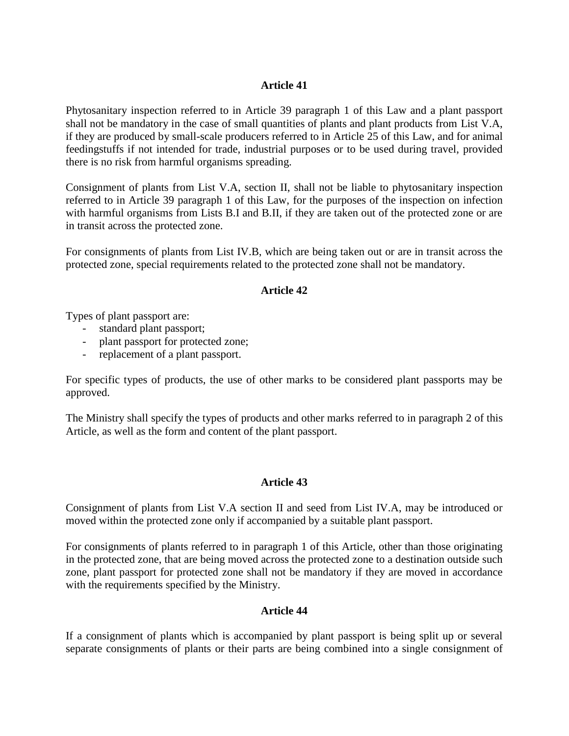### Article 41

Phytosanitary inspection referred to in Article 39 paragraph 1 of this Law and a plant passport shall not be mandatory in the case of small quantities of plants and plant products from List V.A, if they are produced by small-scale producers referred to in Article 25 of this Law, and for animal feedingstuffs if not intended for trade, industrial purposes or to be used during travel, provided there is no risk from harmful organisms spreading.

Consignment of plants from List V.A, section II, shall not be liable to phytosanitary inspection referred to in Article 39 paragraph 1 of this Law, for the purposes of the inspection on infection with harmful organisms from Lists B.I and B.II, if they are taken out of the protected zone or are in transit across the protected zone.

For consignments of plants from List IV.B, which are being taken out or are in transit across the protected zone, special requirements related to the protected zone shall not be mandatory.

### Article 42

Types of plant passport are:

- standard plant passport;
- plant passport for protected zone;
- replacement of a plant passport.

For specific types of products, the use of other marks to be considered plant passports may be approved.

The Ministry shall specify the types of products and other marks referred to in paragraph 2 of this Article, as well as the form and content of the plant passport.

### Article 43

Consignment of plants from List V.A section II and seed from List IV.A, may be introduced or moved within the protected zone only if accompanied by a suitable plant passport.

For consignments of plants referred to in paragraph 1 of this Article, other than those originating in the protected zone, that are being moved across the protected zone to a destination outside such zone, plant passport for protected zone shall not be mandatory if they are moved in accordance with the requirements specified by the Ministry.

### Article 44

If a consignment of plants which is accompanied by plant passport is being split up or several separate consignments of plants or their parts are being combined into a single consignment of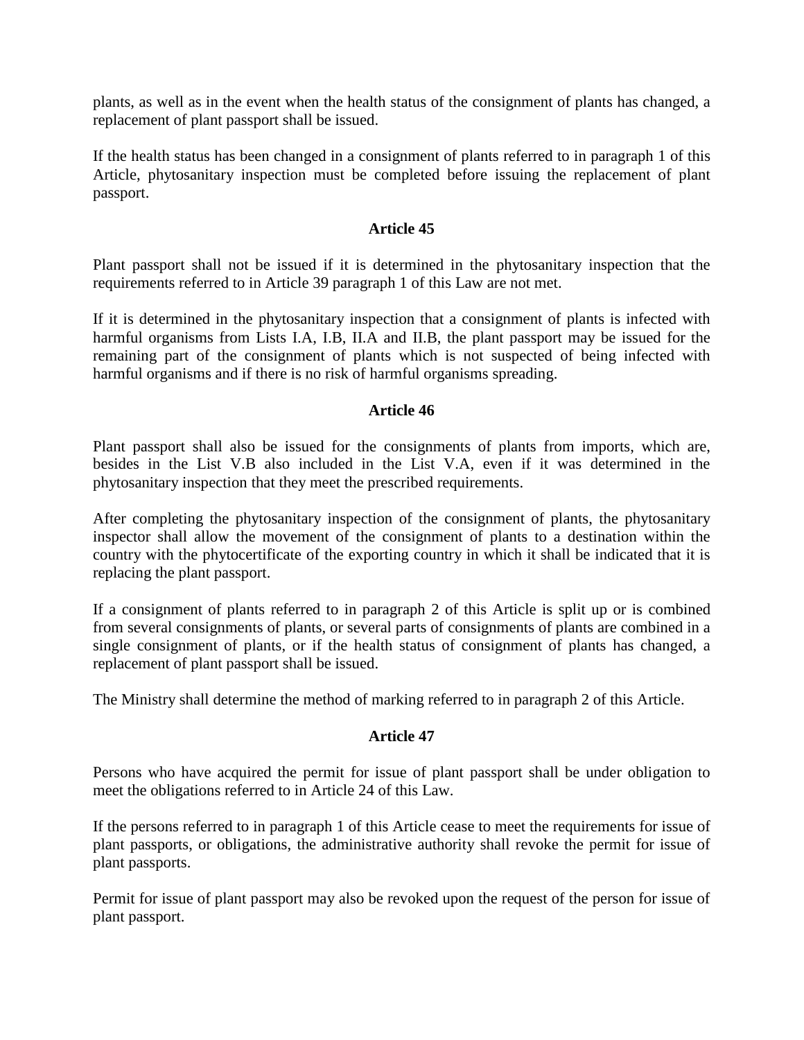plants, as well as in the event when the health status of the consignment of plants has changed, a replacement of plant passport shall be issued.

If the health status has been changed in a consignment of plants referred to in paragraph 1 of this Article, phytosanitary inspection must be completed before issuing the replacement of plant passport.

### Article 45

Plant passport shall not be issued if it is determined in the phytosanitary inspection that the requirements referred to in Article 39 paragraph 1 of this Law are not met.

If it is determined in the phytosanitary inspection that a consignment of plants is infected with harmful organisms from Lists I.A, I.B, II.A and II.B, the plant passport may be issued for the remaining part of the consignment of plants which is not suspected of being infected with harmful organisms and if there is no risk of harmful organisms spreading.

### Article 46

Plant passport shall also be issued for the consignments of plants from imports, which are, besides in the List V.B also included in the List V.A, even if it was determined in the phytosanitary inspection that they meet the prescribed requirements.

After completing the phytosanitary inspection of the consignment of plants, the phytosanitary inspector shall allow the movement of the consignment of plants to a destination within the country with the phytocertificate of the exporting country in which it shall be indicated that it is replacing the plant passport.

If a consignment of plants referred to in paragraph 2 of this Article is split up or is combined from several consignments of plants, or several parts of consignments of plants are combined in a single consignment of plants, or if the health status of consignment of plants has changed, a replacement of plant passport shall be issued.

The Ministry shall determine the method of marking referred to in paragraph 2 of this Article.

### Article 47

Persons who have acquired the permit for issue of plant passport shall be under obligation to meet the obligations referred to in Article 24 of this Law.

If the persons referred to in paragraph 1 of this Article cease to meet the requirements for issue of plant passports, or obligations, the administrative authority shall revoke the permit for issue of plant passports.

Permit for issue of plant passport may also be revoked upon the request of the person for issue of plant passport.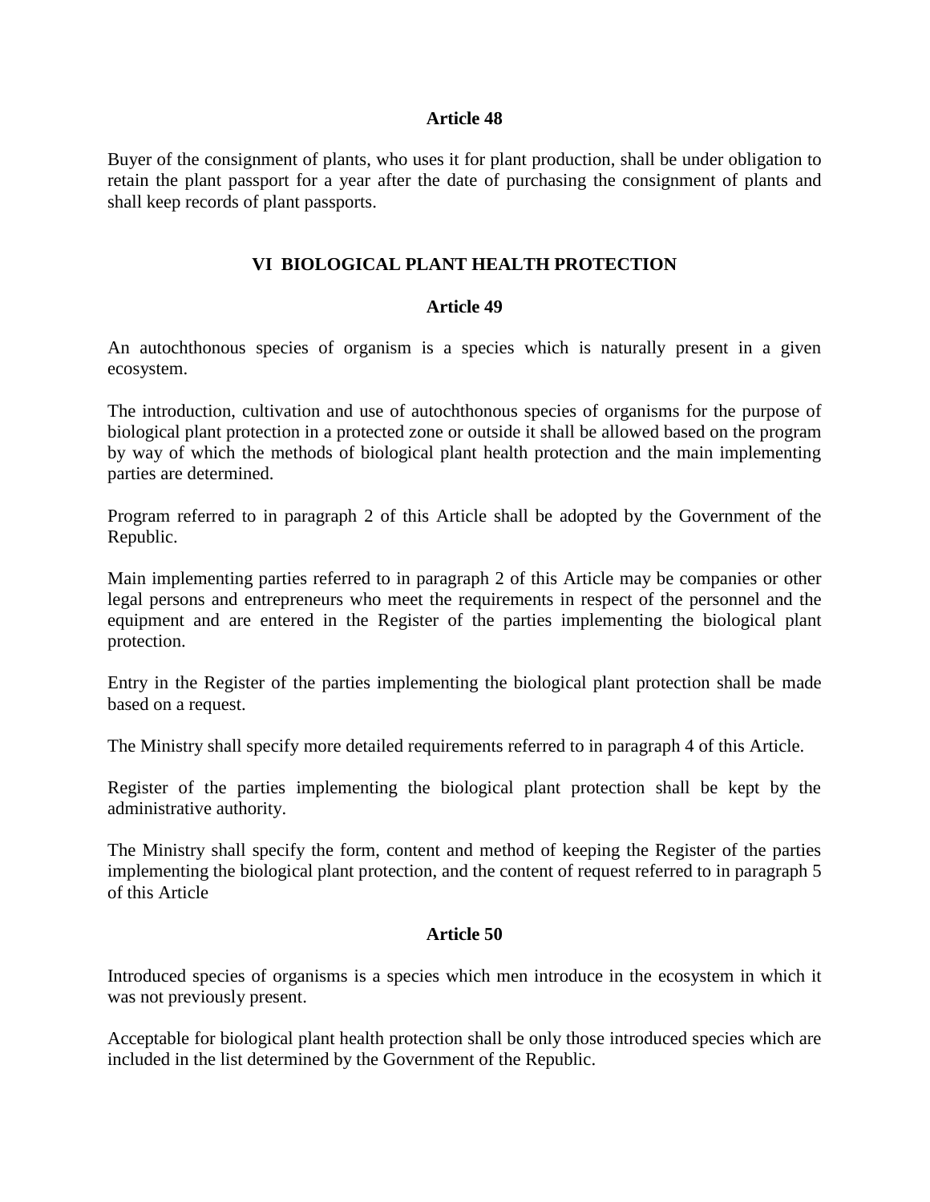**Article 48**

Buyer of the consignment of plants, who uses it for plant production, shall be under obligation to retain the plant passport for a year after the date of purchasing the consignment of plants and shall keep records of plant passports.

## VI BIOLOGICAL PLANT HEALTH PROTECTION

**Article 49**

An autochthonous species of organism is a species which is naturally present in a given ecosystem.

The introduction, cultivation and use of autochthonous species of organisms for the purpose of biological plant protection in a protected zone or outside it shall be allowed based on the program by way of which the methods of biological plant health protection and the main implementing parties are determined.

Program referred to in paragraph 2 of this Article shall be adopted by the Government of the Republic.

Main implementing parties referred to in paragraph 2 of this Article may be companies or other legal persons and entrepreneurs who meet the requirements in respect of the personnel and the equipment and are entered in the Register of the parties implementing the biological plant protection.

Entry in the Register of the parties implementing the biological plant protection shall be made based on a request.

The Ministry shall specify more detailed requirements referred to in paragraph 4 of this Article.

Register of the parties implementing the biological plant protection shall be kept by the administrative authority.

The Ministry shall specify the form, content and method of keeping the Register of the parties implementing the biological plant protection, and the content of request referred to in paragraph 5 of this Article

**Article 50**

Introduced species of organisms is a species which men introduce in the ecosystem in which it was not previously present.

Acceptable for biological plant health protection shall be only those introduced species which are included in the list determined by the Government of the Republic.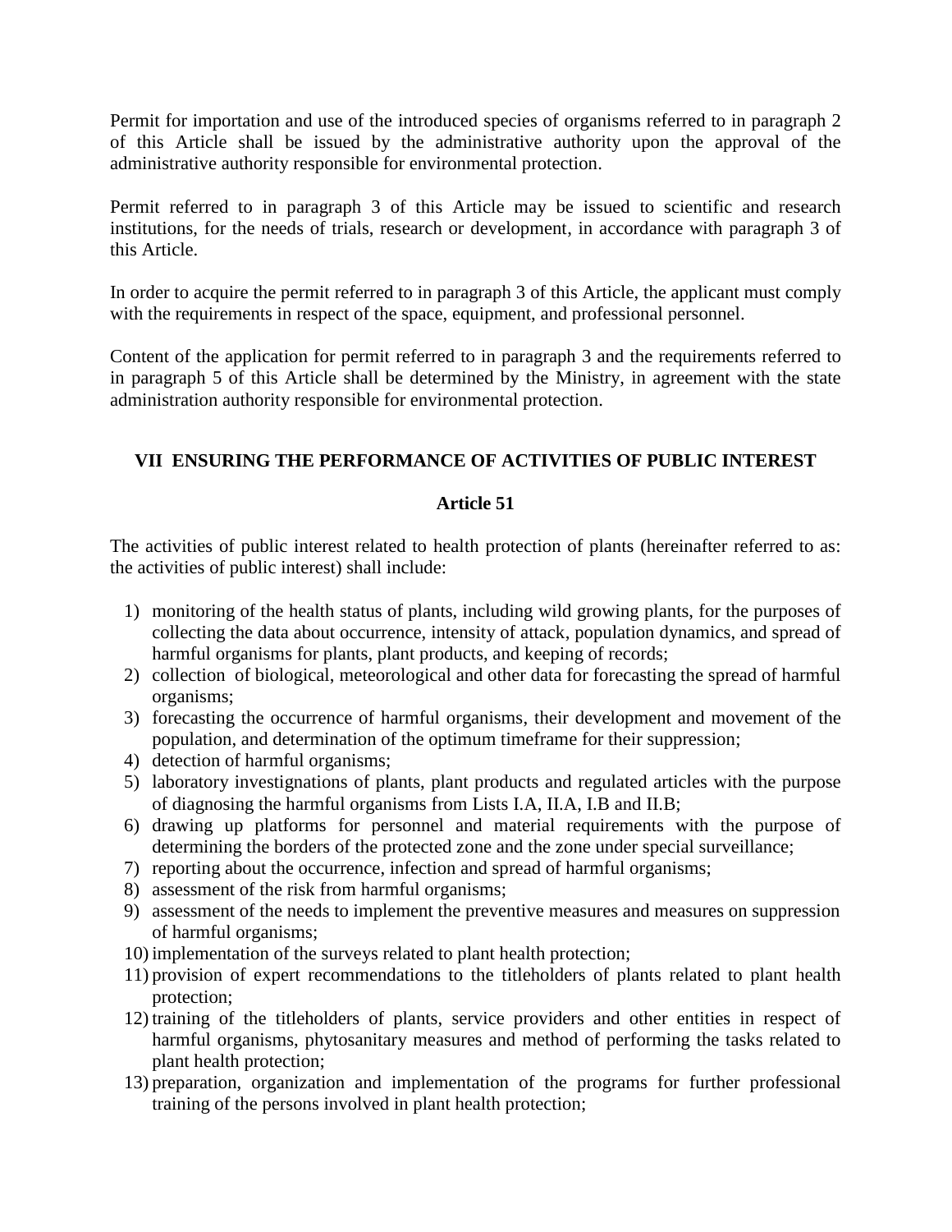Permit for importation and use of the introduced species of organisms referred to in paragraph 2 of this Article shall be issued by the administrative authority upon the approval of the administrative authority responsible for environmental protection.

Permit referred to in paragraph 3 of this Article may be issued to scientific and research institutions, for the needs of trials, research or development, in accordance with paragraph 3 of this Article.

In order to acquire the permit referred to in paragraph 3 of this Article, the applicant must comply with the requirements in respect of the space, equipment, and professional personnel.

Content of the application for permit referred to in paragraph 3 and the requirements referred to in paragraph 5 of this Article shall be determined by the Ministry, in agreement with the state administration authority responsible for environmental protection.

## VII ENSURING THE PERFORMANCE OF ACTIVITIES OF PUBLIC INTEREST

### Article 51

The activities of public interest related to health protection of plants (hereinafter referred to as: the activities of public interest) shall include:

1) monitoring of the health status of plants, including wild growing plants, for the purposes of collecting the data about occurrence, intensity of attack, population dynamics, and spread of harmful organisms for plants, plant products, and keeping of records;
2) collection of biological, meteorological and other data for forecasting the spread of harmful organisms;
3) forecasting the occurrence of harmful organisms, their development and movement of the population, and determination of the optimum timeframe for their suppression;
4) detection of harmful organisms;
5) laboratory investignations of plants, plant products and regulated articles with the purpose of diagnosing the harmful organisms from Lists I.A, II.A, I.B and II.B;
6) drawing up platforms for personnel and material requirements with the purpose of determining the borders of the protected zone and the zone under special surveillance;
7) reporting about the occurrence, infection and spread of harmful organisms;
8) assessment of the risk from harmful organisms;
9) assessment of the needs to implement the preventive measures and measures on suppression of harmful organisms;
10) implementation of the surveys related to plant health protection;
11) provision of expert recommendations to the titleholders of plants related to plant health protection;
12) training of the titleholders of plants, service providers and other entities in respect of harmful organisms, phytosanitary measures and method of performing the tasks related to plant health protection;
13) preparation, organization and implementation of the programs for further professional training of the persons involved in plant health protection;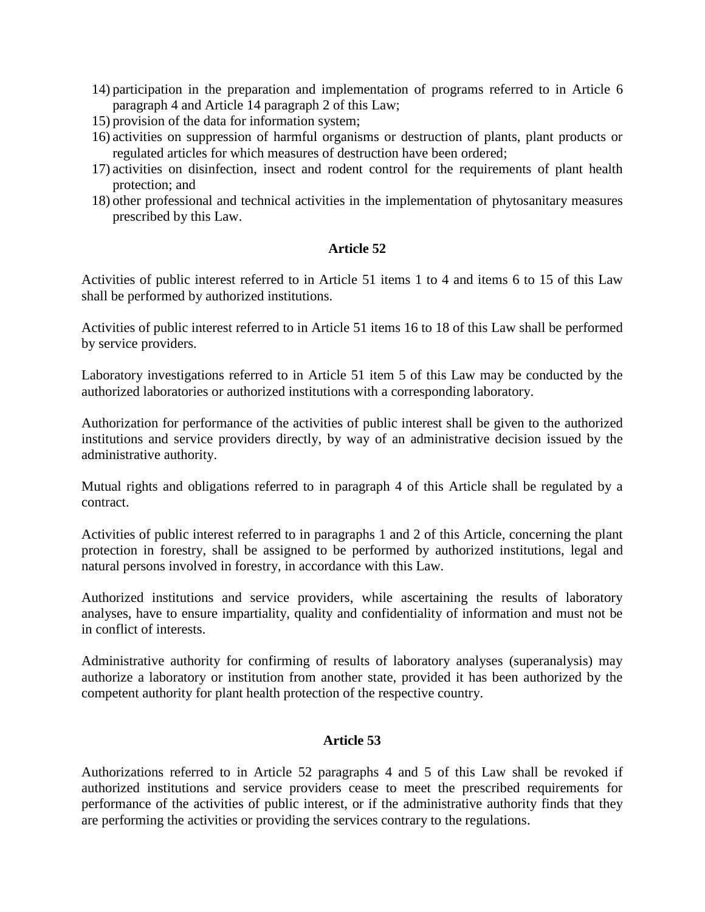14) participation in the preparation and implementation of programs referred to in Article 6 paragraph 4 and Article 14 paragraph 2 of this Law;
15) provision of the data for information system;
16) activities on suppression of harmful organisms or destruction of plants, plant products or regulated articles for which measures of destruction have been ordered;
17) activities on disinfection, insect and rodent control for the requirements of plant health protection; and
18) other professional and technical activities in the implementation of phytosanitary measures prescribed by this Law.

### Article 52

Activities of public interest referred to in Article 51 items 1 to 4 and items 6 to 15 of this Law shall be performed by authorized institutions.

Activities of public interest referred to in Article 51 items 16 to 18 of this Law shall be performed by service providers.

Laboratory investigations referred to in Article 51 item 5 of this Law may be conducted by the authorized laboratories or authorized institutions with a corresponding laboratory.

Authorization for performance of the activities of public interest shall be given to the authorized institutions and service providers directly, by way of an administrative decision issued by the administrative authority.

Mutual rights and obligations referred to in paragraph 4 of this Article shall be regulated by a contract.

Activities of public interest referred to in paragraphs 1 and 2 of this Article, concerning the plant protection in forestry, shall be assigned to be performed by authorized institutions, legal and natural persons involved in forestry, in accordance with this Law.

Authorized institutions and service providers, while ascertaining the results of laboratory analyses, have to ensure impartiality, quality and confidentiality of information and must not be in conflict of interests.

Administrative authority for confirming of results of laboratory analyses (superanalysis) may authorize a laboratory or institution from another state, provided it has been authorized by the competent authority for plant health protection of the respective country.

### Article 53

Authorizations referred to in Article 52 paragraphs 4 and 5 of this Law shall be revoked if authorized institutions and service providers cease to meet the prescribed requirements for performance of the activities of public interest, or if the administrative authority finds that they are performing the activities or providing the services contrary to the regulations.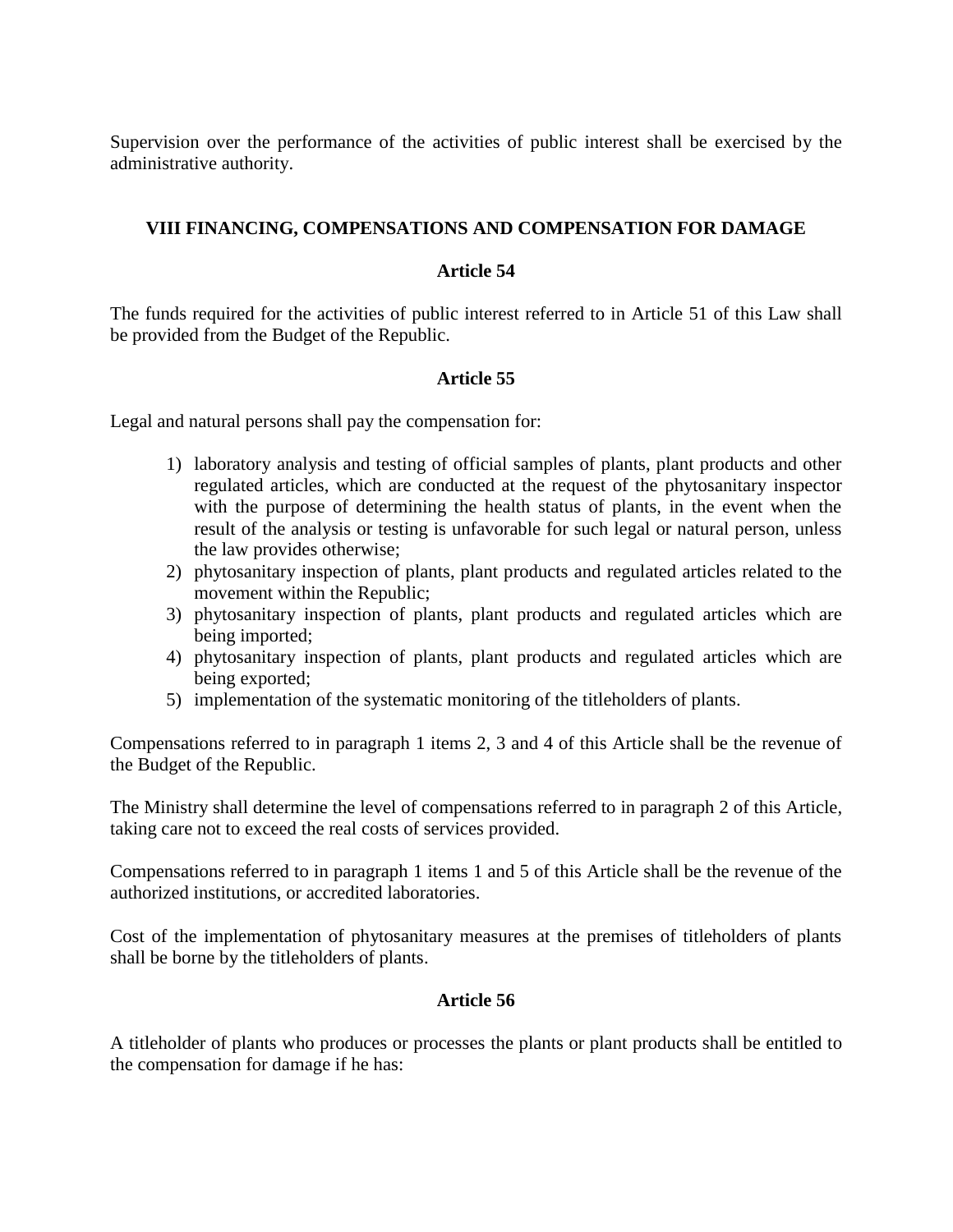Supervision over the performance of the activities of public interest shall be exercised by the administrative authority.

## VIII FINANCING, COMPENSATIONS AND COMPENSATION FOR DAMAGE

### Article 54

The funds required for the activities of public interest referred to in Article 51 of this Law shall be provided from the Budget of the Republic.

### Article 55

Legal and natural persons shall pay the compensation for:

1) laboratory analysis and testing of official samples of plants, plant products and other regulated articles, which are conducted at the request of the phytosanitary inspector with the purpose of determining the health status of plants, in the event when the result of the analysis or testing is unfavorable for such legal or natural person, unless the law provides otherwise;
2) phytosanitary inspection of plants, plant products and regulated articles related to the movement within the Republic;
3) phytosanitary inspection of plants, plant products and regulated articles which are being imported;
4) phytosanitary inspection of plants, plant products and regulated articles which are being exported;
5) implementation of the systematic monitoring of the titleholders of plants.

Compensations referred to in paragraph 1 items 2, 3 and 4 of this Article shall be the revenue of the Budget of the Republic.

The Ministry shall determine the level of compensations referred to in paragraph 2 of this Article, taking care not to exceed the real costs of services provided.

Compensations referred to in paragraph 1 items 1 and 5 of this Article shall be the revenue of the authorized institutions, or accredited laboratories.

Cost of the implementation of phytosanitary measures at the premises of titleholders of plants shall be borne by the titleholders of plants.

### Article 56

A titleholder of plants who produces or processes the plants or plant products shall be entitled to the compensation for damage if he has: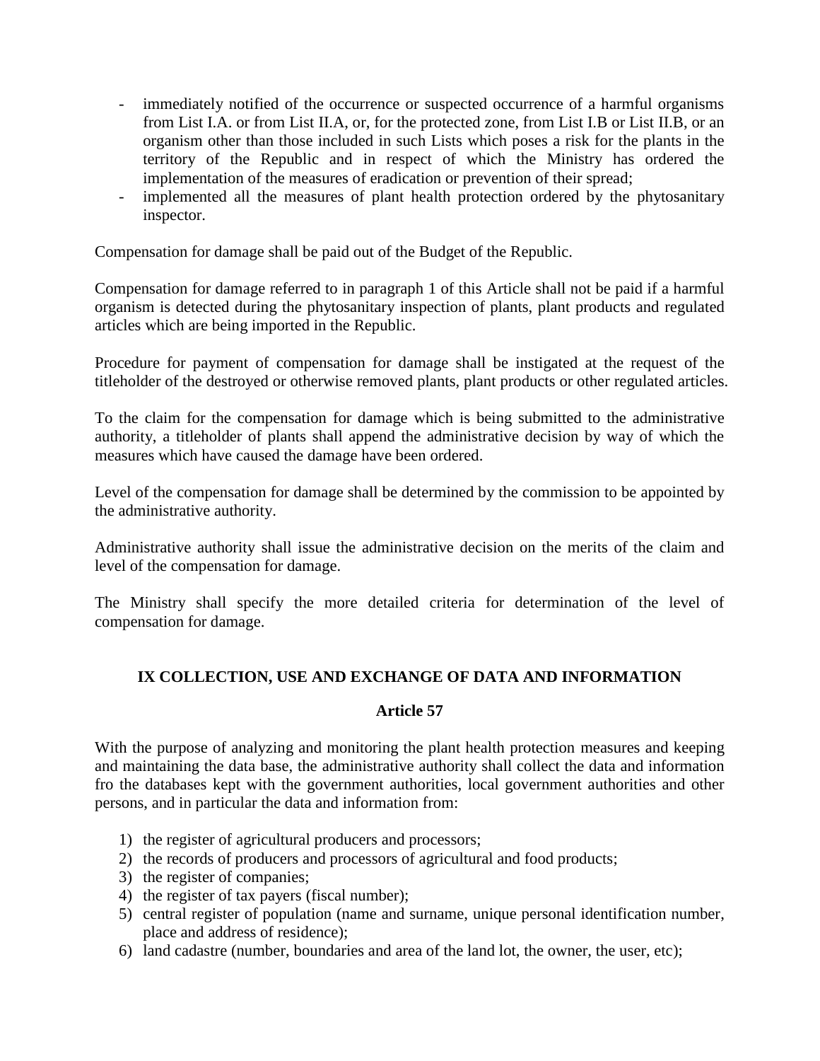- immediately notified of the occurrence or suspected occurrence of a harmful organisms from List I.A. or from List II.A, or, for the protected zone, from List I.B or List II.B, or an organism other than those included in such Lists which poses a risk for the plants in the territory of the Republic and in respect of which the Ministry has ordered the implementation of the measures of eradication or prevention of their spread;
- implemented all the measures of plant health protection ordered by the phytosanitary inspector.

Compensation for damage shall be paid out of the Budget of the Republic.

Compensation for damage referred to in paragraph 1 of this Article shall not be paid if a harmful organism is detected during the phytosanitary inspection of plants, plant products and regulated articles which are being imported in the Republic.

Procedure for payment of compensation for damage shall be instigated at the request of the titleholder of the destroyed or otherwise removed plants, plant products or other regulated articles.

To the claim for the compensation for damage which is being submitted to the administrative authority, a titleholder of plants shall append the administrative decision by way of which the measures which have caused the damage have been ordered.

Level of the compensation for damage shall be determined by the commission to be appointed by the administrative authority.

Administrative authority shall issue the administrative decision on the merits of the claim and level of the compensation for damage.

The Ministry shall specify the more detailed criteria for determination of the level of compensation for damage.

## IX COLLECTION, USE AND EXCHANGE OF DATA AND INFORMATION

### Article 57

With the purpose of analyzing and monitoring the plant health protection measures and keeping and maintaining the data base, the administrative authority shall collect the data and information fro the databases kept with the government authorities, local government authorities and other persons, and in particular the data and information from:

1) the register of agricultural producers and processors;
2) the records of producers and processors of agricultural and food products;
3) the register of companies;
4) the register of tax payers (fiscal number);
5) central register of population (name and surname, unique personal identification number, place and address of residence);
6) land cadastre (number, boundaries and area of the land lot, the owner, the user, etc);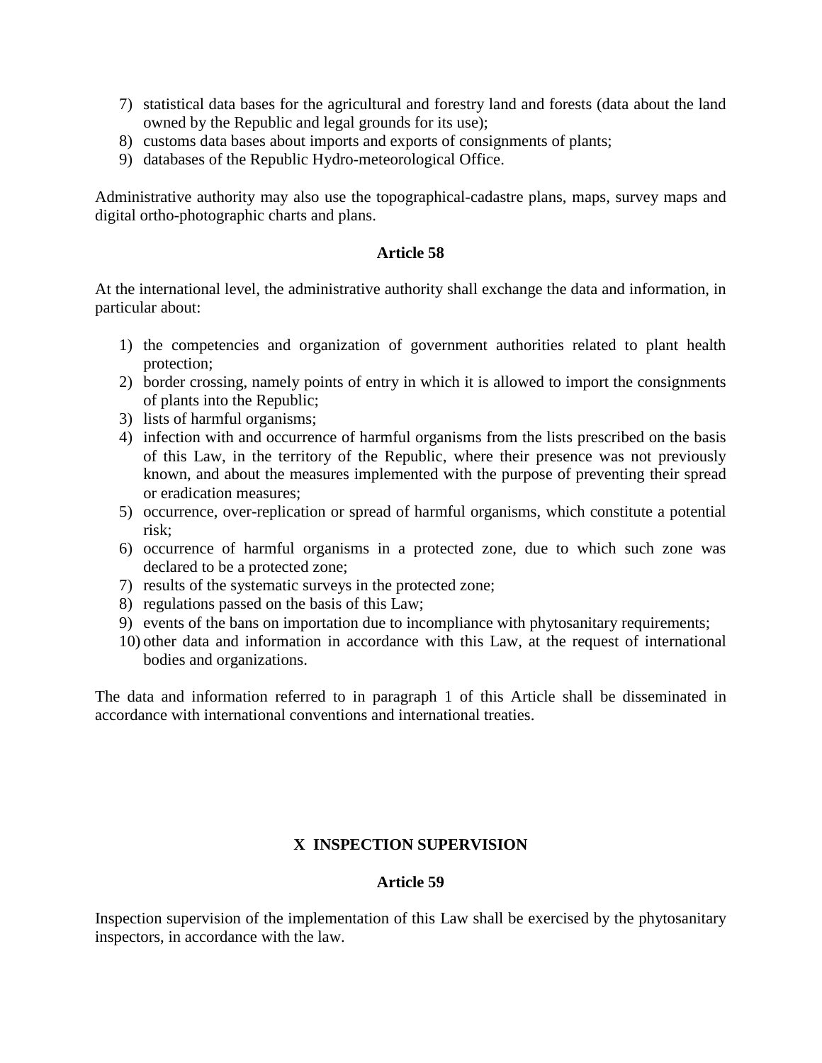7) statistical data bases for the agricultural and forestry land and forests (data about the land owned by the Republic and legal grounds for its use);
8) customs data bases about imports and exports of consignments of plants;
9) databases of the Republic Hydro-meteorological Office.

Administrative authority may also use the topographical-cadastre plans, maps, survey maps and digital ortho-photographic charts and plans.

**Article 58**

At the international level, the administrative authority shall exchange the data and information, in particular about:

1) the competencies and organization of government authorities related to plant health protection;
2) border crossing, namely points of entry in which it is allowed to import the consignments of plants into the Republic;
3) lists of harmful organisms;
4) infection with and occurrence of harmful organisms from the lists prescribed on the basis of this Law, in the territory of the Republic, where their presence was not previously known, and about the measures implemented with the purpose of preventing their spread or eradication measures;
5) occurrence, over-replication or spread of harmful organisms, which constitute a potential risk;
6) occurrence of harmful organisms in a protected zone, due to which such zone was declared to be a protected zone;
7) results of the systematic surveys in the protected zone;
8) regulations passed on the basis of this Law;
9) events of the bans on importation due to incompliance with phytosanitary requirements;
10) other data and information in accordance with this Law, at the request of international bodies and organizations.

The data and information referred to in paragraph 1 of this Article shall be disseminated in accordance with international conventions and international treaties.

## X INSPECTION SUPERVISION

**Article 59**

Inspection supervision of the implementation of this Law shall be exercised by the phytosanitary inspectors, in accordance with the law.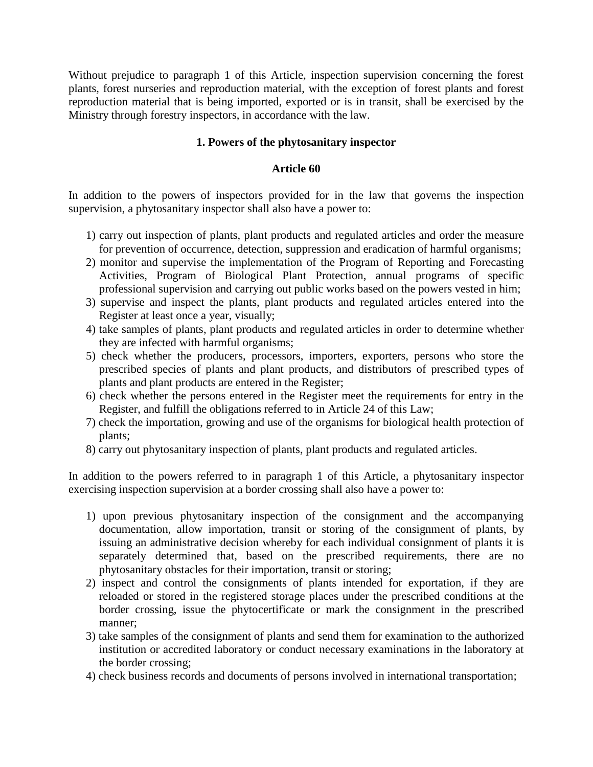Without prejudice to paragraph 1 of this Article, inspection supervision concerning the forest plants, forest nurseries and reproduction material, with the exception of forest plants and forest reproduction material that is being imported, exported or is in transit, shall be exercised by the Ministry through forestry inspectors, in accordance with the law.

### 1. Powers of the phytosanitary inspector

### Article 60

In addition to the powers of inspectors provided for in the law that governs the inspection supervision, a phytosanitary inspector shall also have a power to:

1) carry out inspection of plants, plant products and regulated articles and order the measure for prevention of occurrence, detection, suppression and eradication of harmful organisms;
2) monitor and supervise the implementation of the Program of Reporting and Forecasting Activities, Program of Biological Plant Protection, annual programs of specific professional supervision and carrying out public works based on the powers vested in him;
3) supervise and inspect the plants, plant products and regulated articles entered into the Register at least once a year, visually;
4) take samples of plants, plant products and regulated articles in order to determine whether they are infected with harmful organisms;
5) check whether the producers, processors, importers, exporters, persons who store the prescribed species of plants and plant products, and distributors of prescribed types of plants and plant products are entered in the Register;
6) check whether the persons entered in the Register meet the requirements for entry in the Register, and fulfill the obligations referred to in Article 24 of this Law;
7) check the importation, growing and use of the organisms for biological health protection of plants;
8) carry out phytosanitary inspection of plants, plant products and regulated articles.

In addition to the powers referred to in paragraph 1 of this Article, a phytosanitary inspector exercising inspection supervision at a border crossing shall also have a power to:

1) upon previous phytosanitary inspection of the consignment and the accompanying documentation, allow importation, transit or storing of the consignment of plants, by issuing an administrative decision whereby for each individual consignment of plants it is separately determined that, based on the prescribed requirements, there are no phytosanitary obstacles for their importation, transit or storing;
2) inspect and control the consignments of plants intended for exportation, if they are reloaded or stored in the registered storage places under the prescribed conditions at the border crossing, issue the phytocertificate or mark the consignment in the prescribed manner;
3) take samples of the consignment of plants and send them for examination to the authorized institution or accredited laboratory or conduct necessary examinations in the laboratory at the border crossing;
4) check business records and documents of persons involved in international transportation;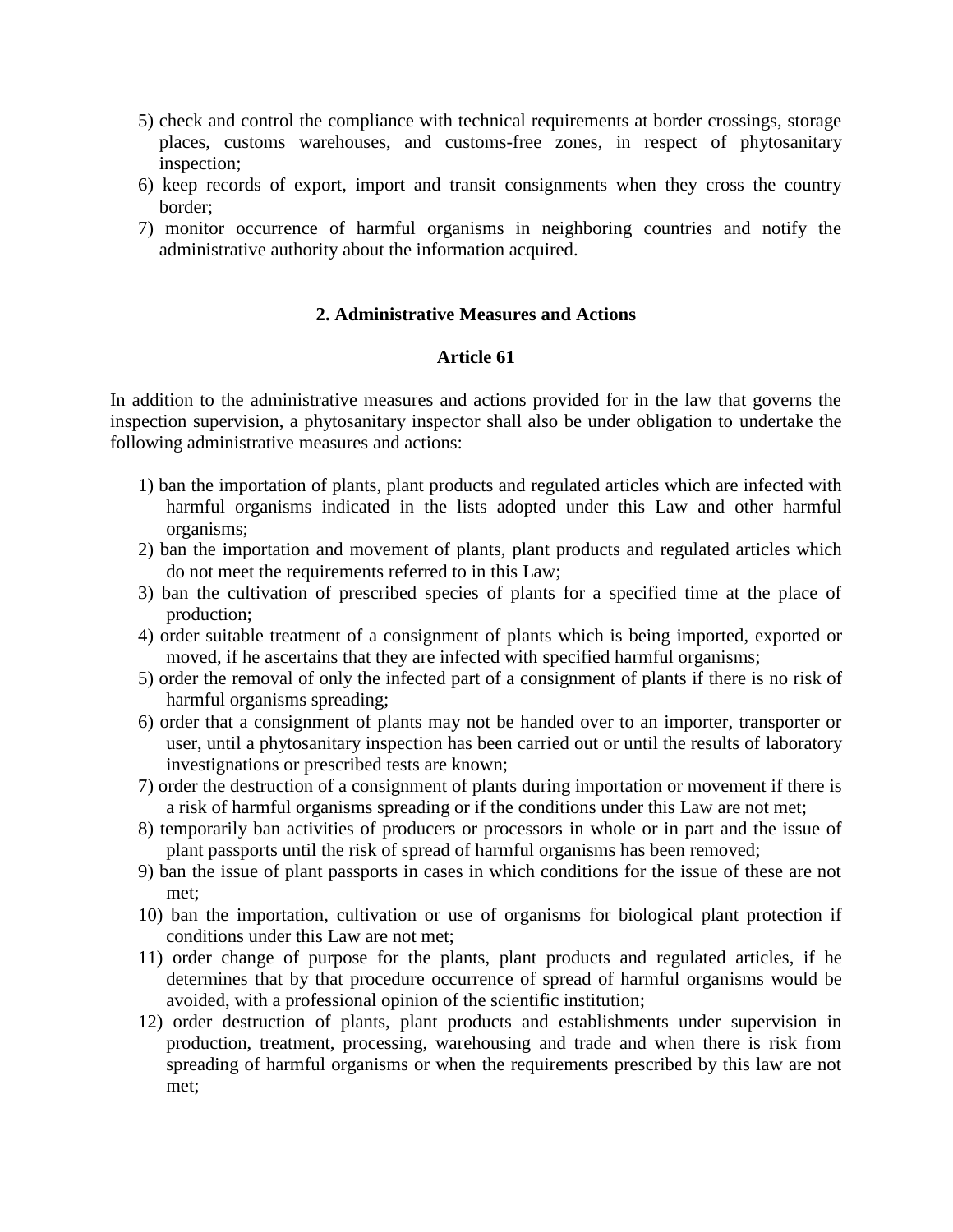5) check and control the compliance with technical requirements at border crossings, storage places, customs warehouses, and customs-free zones, in respect of phytosanitary inspection;
6) keep records of export, import and transit consignments when they cross the country border;
7) monitor occurrence of harmful organisms in neighboring countries and notify the administrative authority about the information acquired.

### 2. Administrative Measures and Actions

#### Article 61

In addition to the administrative measures and actions provided for in the law that governs the inspection supervision, a phytosanitary inspector shall also be under obligation to undertake the following administrative measures and actions:

1) ban the importation of plants, plant products and regulated articles which are infected with harmful organisms indicated in the lists adopted under this Law and other harmful organisms;
2) ban the importation and movement of plants, plant products and regulated articles which do not meet the requirements referred to in this Law;
3) ban the cultivation of prescribed species of plants for a specified time at the place of production;
4) order suitable treatment of a consignment of plants which is being imported, exported or moved, if he ascertains that they are infected with specified harmful organisms;
5) order the removal of only the infected part of a consignment of plants if there is no risk of harmful organisms spreading;
6) order that a consignment of plants may not be handed over to an importer, transporter or user, until a phytosanitary inspection has been carried out or until the results of laboratory investignations or prescribed tests are known;
7) order the destruction of a consignment of plants during importation or movement if there is a risk of harmful organisms spreading or if the conditions under this Law are not met;
8) temporarily ban activities of producers or processors in whole or in part and the issue of plant passports until the risk of spread of harmful organisms has been removed;
9) ban the issue of plant passports in cases in which conditions for the issue of these are not met;
10) ban the importation, cultivation or use of organisms for biological plant protection if conditions under this Law are not met;
11) order change of purpose for the plants, plant products and regulated articles, if he determines that by that procedure occurrence of spread of harmful organisms would be avoided, with a professional opinion of the scientific institution;
12) order destruction of plants, plant products and establishments under supervision in production, treatment, processing, warehousing and trade and when there is risk from spreading of harmful organisms or when the requirements prescribed by this law are not met;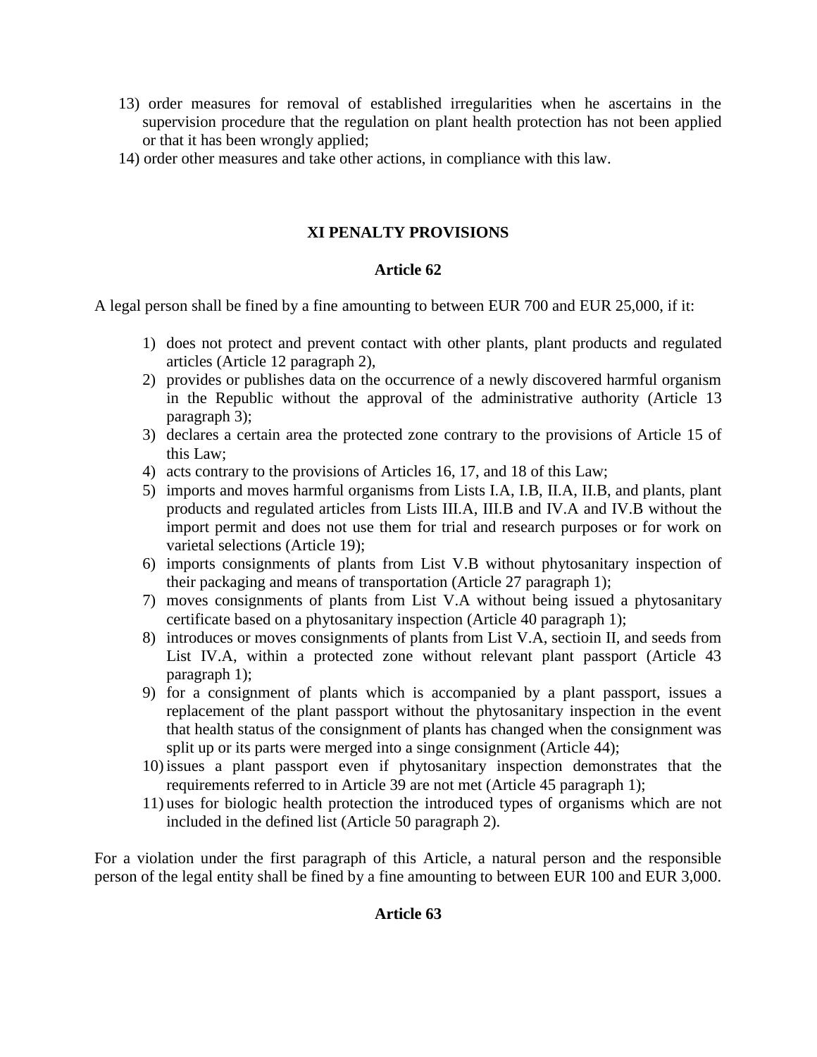13) order measures for removal of established irregularities when he ascertains in the supervision procedure that the regulation on plant health protection has not been applied or that it has been wrongly applied;
14) order other measures and take other actions, in compliance with this law.

## XI PENALTY PROVISIONS

### Article 62

A legal person shall be fined by a fine amounting to between EUR 700 and EUR 25,000, if it:

1) does not protect and prevent contact with other plants, plant products and regulated articles (Article 12 paragraph 2),
2) provides or publishes data on the occurrence of a newly discovered harmful organism in the Republic without the approval of the administrative authority (Article 13 paragraph 3);
3) declares a certain area the protected zone contrary to the provisions of Article 15 of this Law;
4) acts contrary to the provisions of Articles 16, 17, and 18 of this Law;
5) imports and moves harmful organisms from Lists I.A, I.B, II.A, II.B, and plants, plant products and regulated articles from Lists III.A, III.B and IV.A and IV.B without the import permit and does not use them for trial and research purposes or for work on varietal selections (Article 19);
6) imports consignments of plants from List V.B without phytosanitary inspection of their packaging and means of transportation (Article 27 paragraph 1);
7) moves consignments of plants from List V.A without being issued a phytosanitary certificate based on a phytosanitary inspection (Article 40 paragraph 1);
8) introduces or moves consignments of plants from List V.A, sectioin II, and seeds from List IV.A, within a protected zone without relevant plant passport (Article 43 paragraph 1);
9) for a consignment of plants which is accompanied by a plant passport, issues a replacement of the plant passport without the phytosanitary inspection in the event that health status of the consignment of plants has changed when the consignment was split up or its parts were merged into a singe consignment (Article 44);
10) issues a plant passport even if phytosanitary inspection demonstrates that the requirements referred to in Article 39 are not met (Article 45 paragraph 1);
11) uses for biologic health protection the introduced types of organisms which are not included in the defined list (Article 50 paragraph 2).

For a violation under the first paragraph of this Article, a natural person and the responsible person of the legal entity shall be fined by a fine amounting to between EUR 100 and EUR 3,000.

### Article 63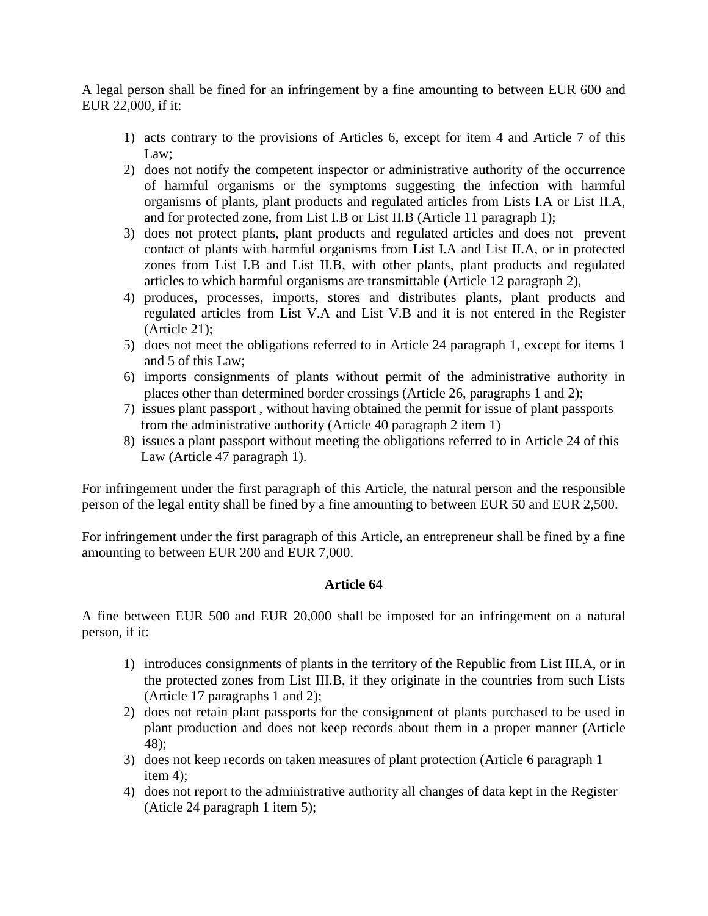A legal person shall be fined for an infringement by a fine amounting to between EUR 600 and EUR 22,000, if it:

1) acts contrary to the provisions of Articles 6, except for item 4 and Article 7 of this Law;
2) does not notify the competent inspector or administrative authority of the occurrence of harmful organisms or the symptoms suggesting the infection with harmful organisms of plants, plant products and regulated articles from Lists I.A or List II.A, and for protected zone, from List I.B or List II.B (Article 11 paragraph 1);
3) does not protect plants, plant products and regulated articles and does not prevent contact of plants with harmful organisms from List I.A and List II.A, or in protected zones from List I.B and List II.B, with other plants, plant products and regulated articles to which harmful organisms are transmittable (Article 12 paragraph 2),
4) produces, processes, imports, stores and distributes plants, plant products and regulated articles from List V.A and List V.B and it is not entered in the Register (Article 21);
5) does not meet the obligations referred to in Article 24 paragraph 1, except for items 1 and 5 of this Law;
6) imports consignments of plants without permit of the administrative authority in places other than determined border crossings (Article 26, paragraphs 1 and 2);
7) issues plant passport , without having obtained the permit for issue of plant passports from the administrative authority (Article 40 paragraph 2 item 1)
8) issues a plant passport without meeting the obligations referred to in Article 24 of this Law (Article 47 paragraph 1).

For infringement under the first paragraph of this Article, the natural person and the responsible person of the legal entity shall be fined by a fine amounting to between EUR 50 and EUR 2,500.

For infringement under the first paragraph of this Article, an entrepreneur shall be fined by a fine amounting to between EUR 200 and EUR 7,000.

### Article 64

A fine between EUR 500 and EUR 20,000 shall be imposed for an infringement on a natural person, if it:

1) introduces consignments of plants in the territory of the Republic from List III.A, or in the protected zones from List III.B, if they originate in the countries from such Lists (Article 17 paragraphs 1 and 2);
2) does not retain plant passports for the consignment of plants purchased to be used in plant production and does not keep records about them in a proper manner (Article 48);
3) does not keep records on taken measures of plant protection (Article 6 paragraph 1 item 4);
4) does not report to the administrative authority all changes of data kept in the Register (Aticle 24 paragraph 1 item 5);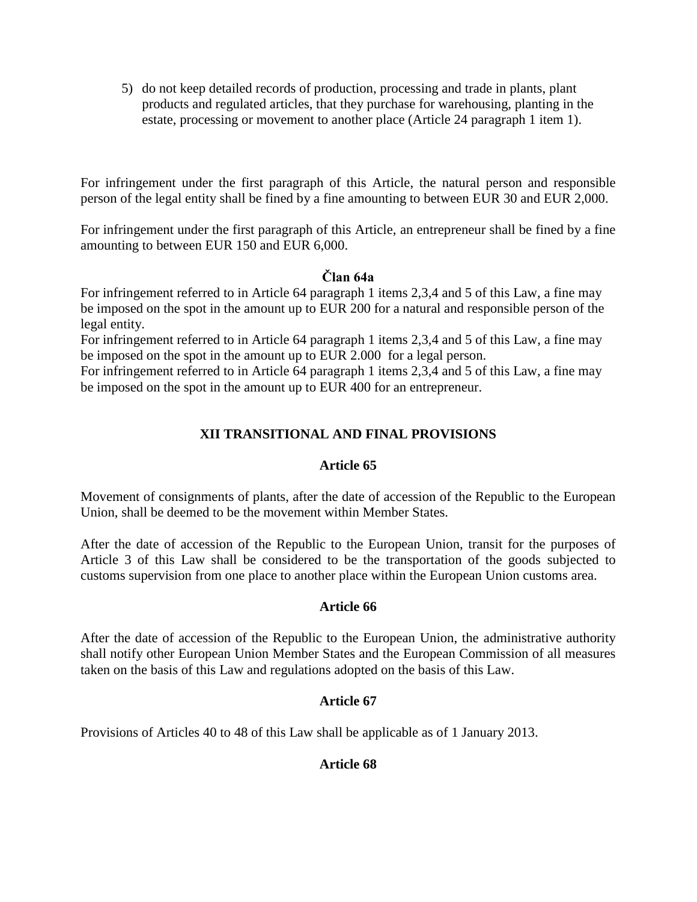5) do not keep detailed records of production, processing and trade in plants, plant products and regulated articles, that they purchase for warehousing, planting in the estate, processing or movement to another place (Article 24 paragraph 1 item 1).

For infringement under the first paragraph of this Article, the natural person and responsible person of the legal entity shall be fined by a fine amounting to between EUR 30 and EUR 2,000.

For infringement under the first paragraph of this Article, an entrepreneur shall be fined by a fine amounting to between EUR 150 and EUR 6,000.

### Član 64a

For infringement referred to in Article 64 paragraph 1 items 2,3,4 and 5 of this Law, a fine may be imposed on the spot in the amount up to EUR 200 for a natural and responsible person of the legal entity.
For infringement referred to in Article 64 paragraph 1 items 2,3,4 and 5 of this Law, a fine may be imposed on the spot in the amount up to EUR 2.000 for a legal person.
For infringement referred to in Article 64 paragraph 1 items 2,3,4 and 5 of this Law, a fine may be imposed on the spot in the amount up to EUR 400 for an entrepreneur.

## XII TRANSITIONAL AND FINAL PROVISIONS

### Article 65

Movement of consignments of plants, after the date of accession of the Republic to the European Union, shall be deemed to be the movement within Member States.

After the date of accession of the Republic to the European Union, transit for the purposes of Article 3 of this Law shall be considered to be the transportation of the goods subjected to customs supervision from one place to another place within the European Union customs area.

### Article 66

After the date of accession of the Republic to the European Union, the administrative authority shall notify other European Union Member States and the European Commission of all measures taken on the basis of this Law and regulations adopted on the basis of this Law.

### Article 67

Provisions of Articles 40 to 48 of this Law shall be applicable as of 1 January 2013.

### Article 68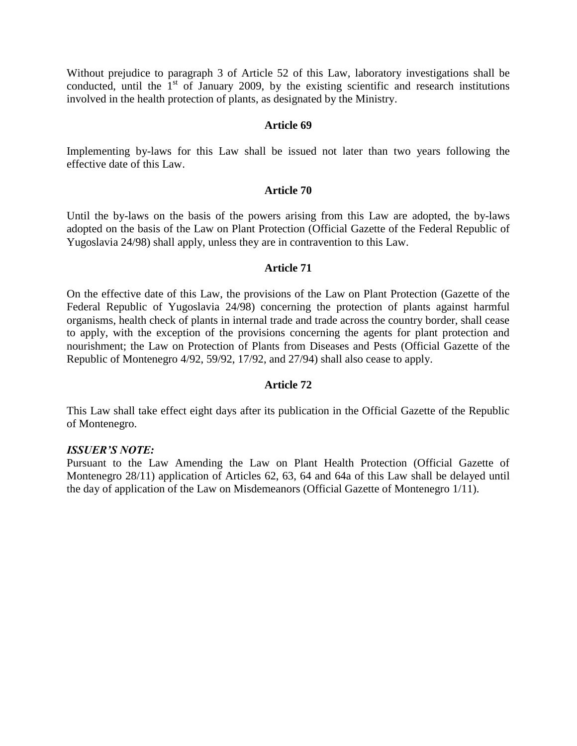Without prejudice to paragraph 3 of Article 52 of this Law, laboratory investigations shall be conducted, until the 1st of January 2009, by the existing scientific and research institutions involved in the health protection of plants, as designated by the Ministry.

### Article 69

Implementing by-laws for this Law shall be issued not later than two years following the effective date of this Law.

### Article 70

Until the by-laws on the basis of the powers arising from this Law are adopted, the by-laws adopted on the basis of the Law on Plant Protection (Official Gazette of the Federal Republic of Yugoslavia 24/98) shall apply, unless they are in contravention to this Law.

### Article 71

On the effective date of this Law, the provisions of the Law on Plant Protection (Gazette of the Federal Republic of Yugoslavia 24/98) concerning the protection of plants against harmful organisms, health check of plants in internal trade and trade across the country border, shall cease to apply, with the exception of the provisions concerning the agents for plant protection and nourishment; the Law on Protection of Plants from Diseases and Pests (Official Gazette of the Republic of Montenegro 4/92, 59/92, 17/92, and 27/94) shall also cease to apply.

### Article 72

This Law shall take effect eight days after its publication in the Official Gazette of the Republic of Montenegro.

***ISSUER'S NOTE:***
Pursuant to the Law Amending the Law on Plant Health Protection (Official Gazette of Montenegro 28/11) application of Articles 62, 63, 64 and 64a of this Law shall be delayed until the day of application of the Law on Misdemeanors (Official Gazette of Montenegro 1/11).